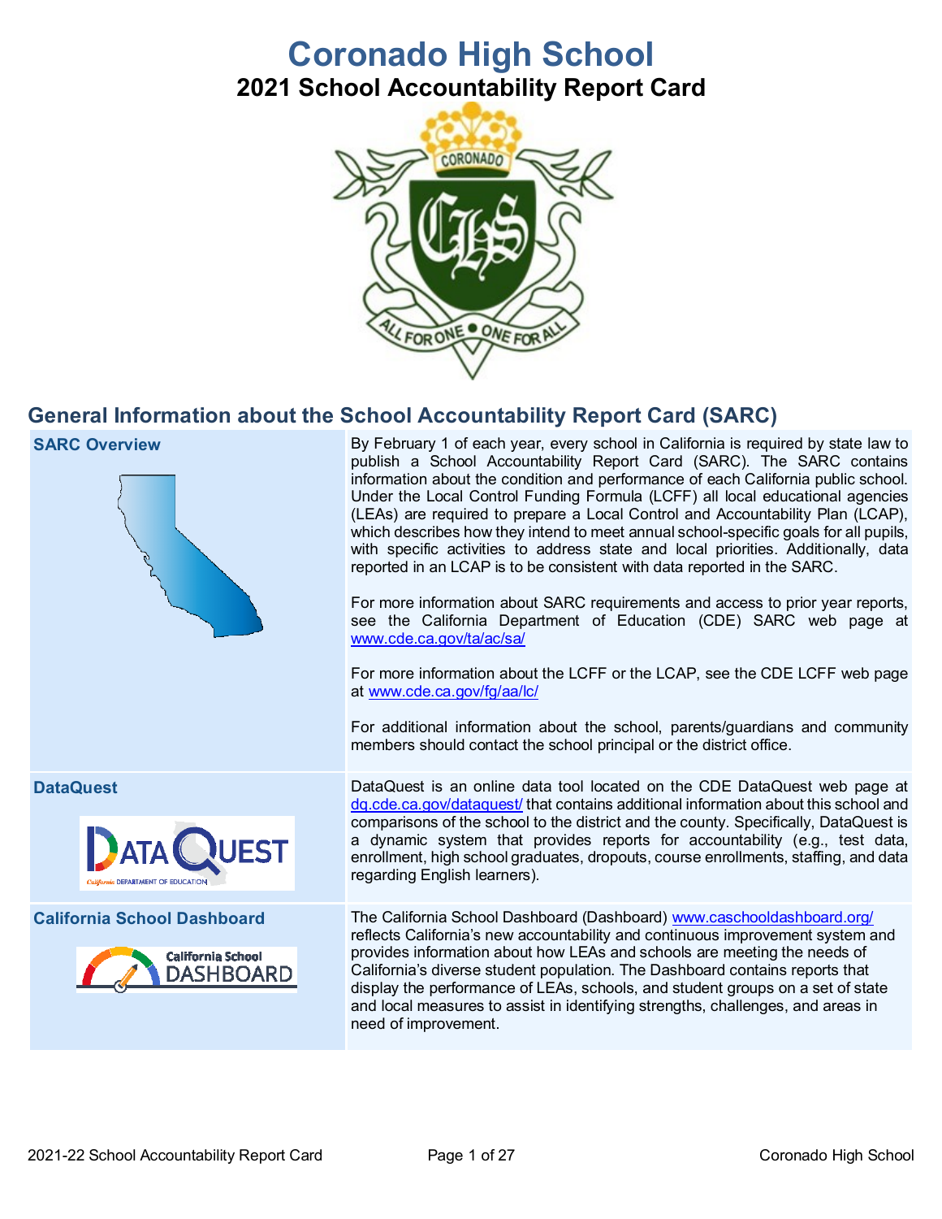# Coronado High School

## 2021 School Accountability Report Card

## General Information about the School Accountability Report Card (SARC)

| | |
|---|---|
| **SARC Overview** | By February 1 of each year, every school in California is required by state law to publish a School Accountability Report Card (SARC). The SARC contains information about the condition and performance of each California public school. Under the Local Control Funding Formula (LCFF) all local educational agencies (LEAs) are required to prepare a Local Control and Accountability Plan (LCAP), which describes how they intend to meet annual school-specific goals for all pupils, with specific activities to address state and local priorities. Additionally, data reported in an LCAP is to be consistent with data reported in the SARC.<br><br>For more information about SARC requirements and access to prior year reports, see the California Department of Education (CDE) SARC web page at www.cde.ca.gov/ta/ac/sa/<br><br>For more information about the LCFF or the LCAP, see the CDE LCFF web page at www.cde.ca.gov/fg/aa/lc/<br><br>For additional information about the school, parents/guardians and community members should contact the school principal or the district office. |
| **DataQuest** | DataQuest is an online data tool located on the CDE DataQuest web page at dq.cde.ca.gov/dataquest/ that contains additional information about this school and comparisons of the school to the district and the county. Specifically, DataQuest is a dynamic system that provides reports for accountability (e.g., test data, enrollment, high school graduates, dropouts, course enrollments, staffing, and data regarding English learners). |
| **California School Dashboard** | The California School Dashboard (Dashboard) www.caschooldashboard.org/ reflects California's new accountability and continuous improvement system and provides information about how LEAs and schools are meeting the needs of California's diverse student population. The Dashboard contains reports that display the performance of LEAs, schools, and student groups on a set of state and local measures to assist in identifying strengths, challenges, and areas in need of improvement. |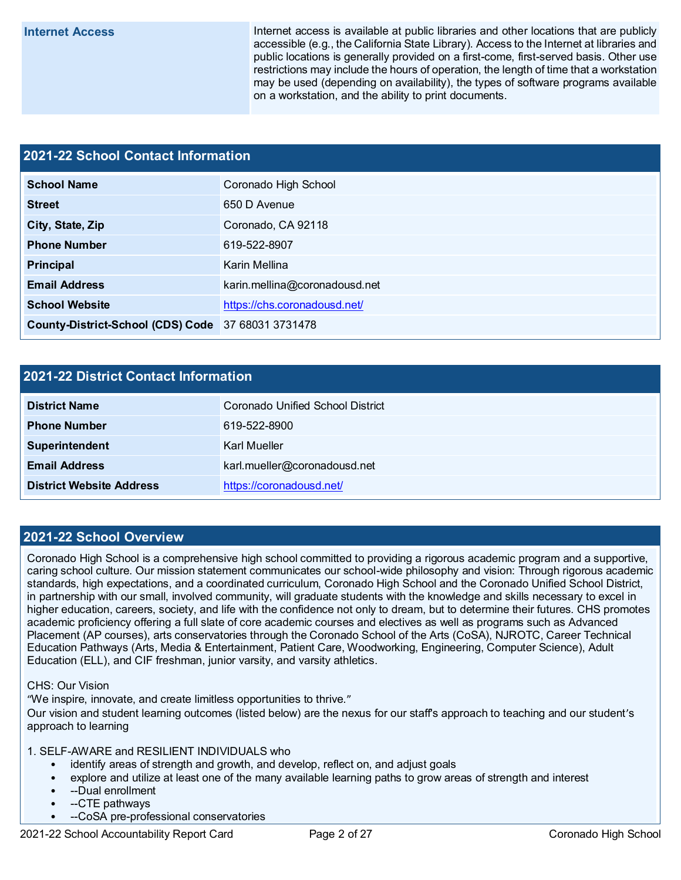| Internet Access | Internet access is available at public libraries and other locations that are publicly accessible (e.g., the California State Library). Access to the Internet at libraries and public locations is generally provided on a first-come, first-served basis. Other use restrictions may include the hours of operation, the length of time that a workstation may be used (depending on availability), the types of software programs available on a workstation, and the ability to print documents. |
|---|---|

## 2021-22 School Contact Information

| 2021-22 School Contact Information | |
|---|---|
| School Name | Coronado High School |
| Street | 650 D Avenue |
| City, State, Zip | Coronado, CA 92118 |
| Phone Number | 619-522-8907 |
| Principal | Karin Mellina |
| Email Address | karin.mellina@coronadousd.net |
| School Website | https://chs.coronadousd.net/ |
| County-District-School (CDS) Code | 37 68031 3731478 |

## 2021-22 District Contact Information

| 2021-22 District Contact Information | |
|---|---|
| District Name | Coronado Unified School District |
| Phone Number | 619-522-8900 |
| Superintendent | Karl Mueller |
| Email Address | karl.mueller@coronadousd.net |
| District Website Address | https://coronadousd.net/ |

## 2021-22 School Overview

Coronado High School is a comprehensive high school committed to providing a rigorous academic program and a supportive, caring school culture. Our mission statement communicates our school-wide philosophy and vision: Through rigorous academic standards, high expectations, and a coordinated curriculum, Coronado High School and the Coronado Unified School District, in partnership with our small, involved community, will graduate students with the knowledge and skills necessary to excel in higher education, careers, society, and life with the confidence not only to dream, but to determine their futures. CHS promotes academic proficiency offering a full slate of core academic courses and electives as well as programs such as Advanced Placement (AP courses), arts conservatories through the Coronado School of the Arts (CoSA), NJROTC, Career Technical Education Pathways (Arts, Media & Entertainment, Patient Care, Woodworking, Engineering, Computer Science), Adult Education (ELL), and CIF freshman, junior varsity, and varsity athletics.

CHS: Our Vision
"We inspire, innovate, and create limitless opportunities to thrive."
Our vision and student learning outcomes (listed below) are the nexus for our staff's approach to teaching and our student's approach to learning

1. SELF-AWARE and RESILIENT INDIVIDUALS who
   - identify areas of strength and growth, and develop, reflect on, and adjust goals
   - explore and utilize at least one of the many available learning paths to grow areas of strength and interest
   - --Dual enrollment
   - --CTE pathways
   - --CoSA pre-professional conservatories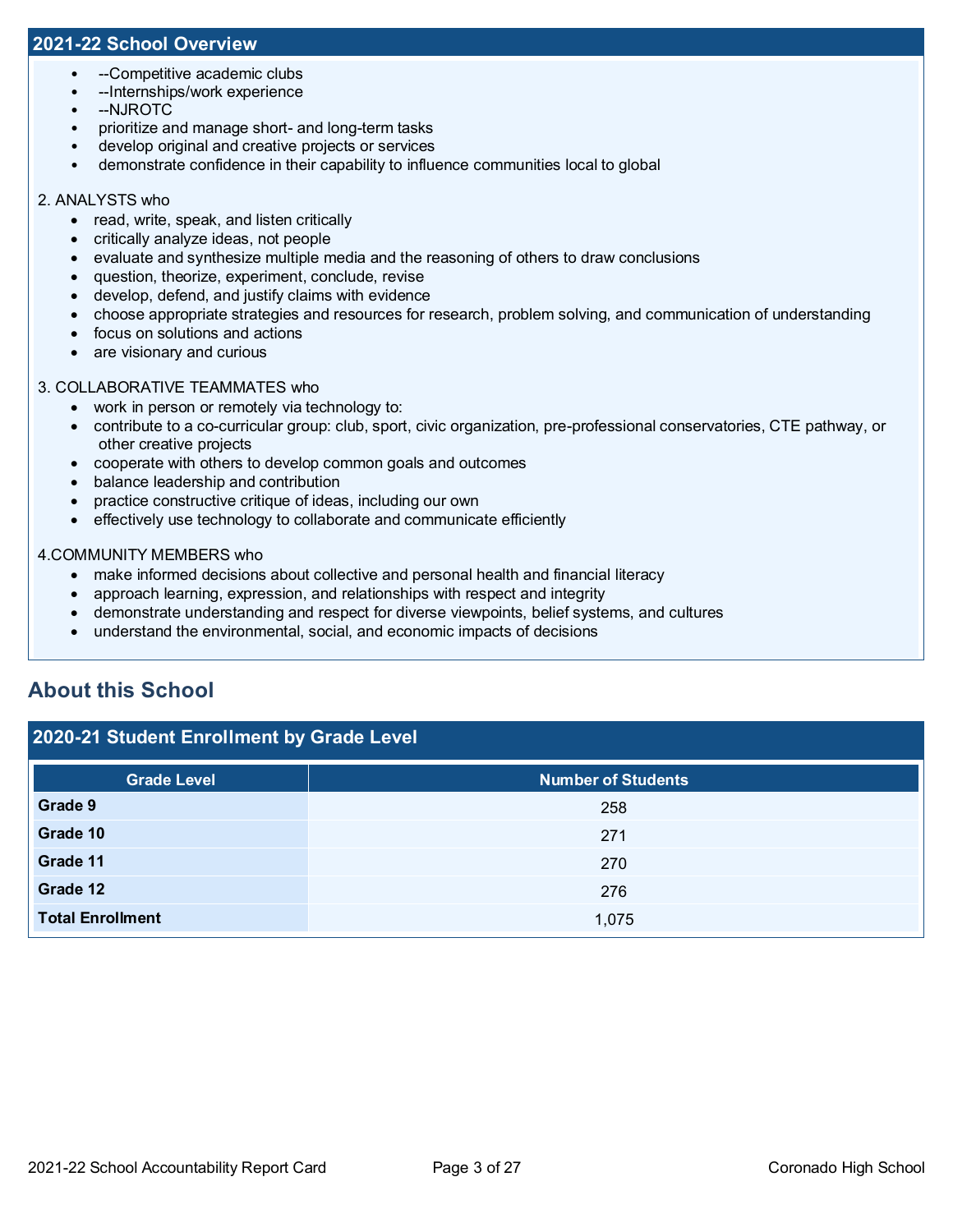## 2021-22 School Overview

- --Competitive academic clubs
- --Internships/work experience
- --NJROTC
- prioritize and manage short- and long-term tasks
- develop original and creative projects or services
- demonstrate confidence in their capability to influence communities local to global

2. ANALYSTS who

- read, write, speak, and listen critically
- critically analyze ideas, not people
- evaluate and synthesize multiple media and the reasoning of others to draw conclusions
- question, theorize, experiment, conclude, revise
- develop, defend, and justify claims with evidence
- choose appropriate strategies and resources for research, problem solving, and communication of understanding
- focus on solutions and actions
- are visionary and curious

3. COLLABORATIVE TEAMMATES who

- work in person or remotely via technology to:
- contribute to a co-curricular group: club, sport, civic organization, pre-professional conservatories, CTE pathway, or other creative projects
- cooperate with others to develop common goals and outcomes
- balance leadership and contribution
- practice constructive critique of ideas, including our own
- effectively use technology to collaborate and communicate efficiently

4.COMMUNITY MEMBERS who

- make informed decisions about collective and personal health and financial literacy
- approach learning, expression, and relationships with respect and integrity
- demonstrate understanding and respect for diverse viewpoints, belief systems, and cultures
- understand the environmental, social, and economic impacts of decisions

# About this School

## 2020-21 Student Enrollment by Grade Level

| Grade Level | Number of Students |
|---|---|
| **Grade 9** | 258 |
| **Grade 10** | 271 |
| **Grade 11** | 270 |
| **Grade 12** | 276 |
| **Total Enrollment** | 1,075 |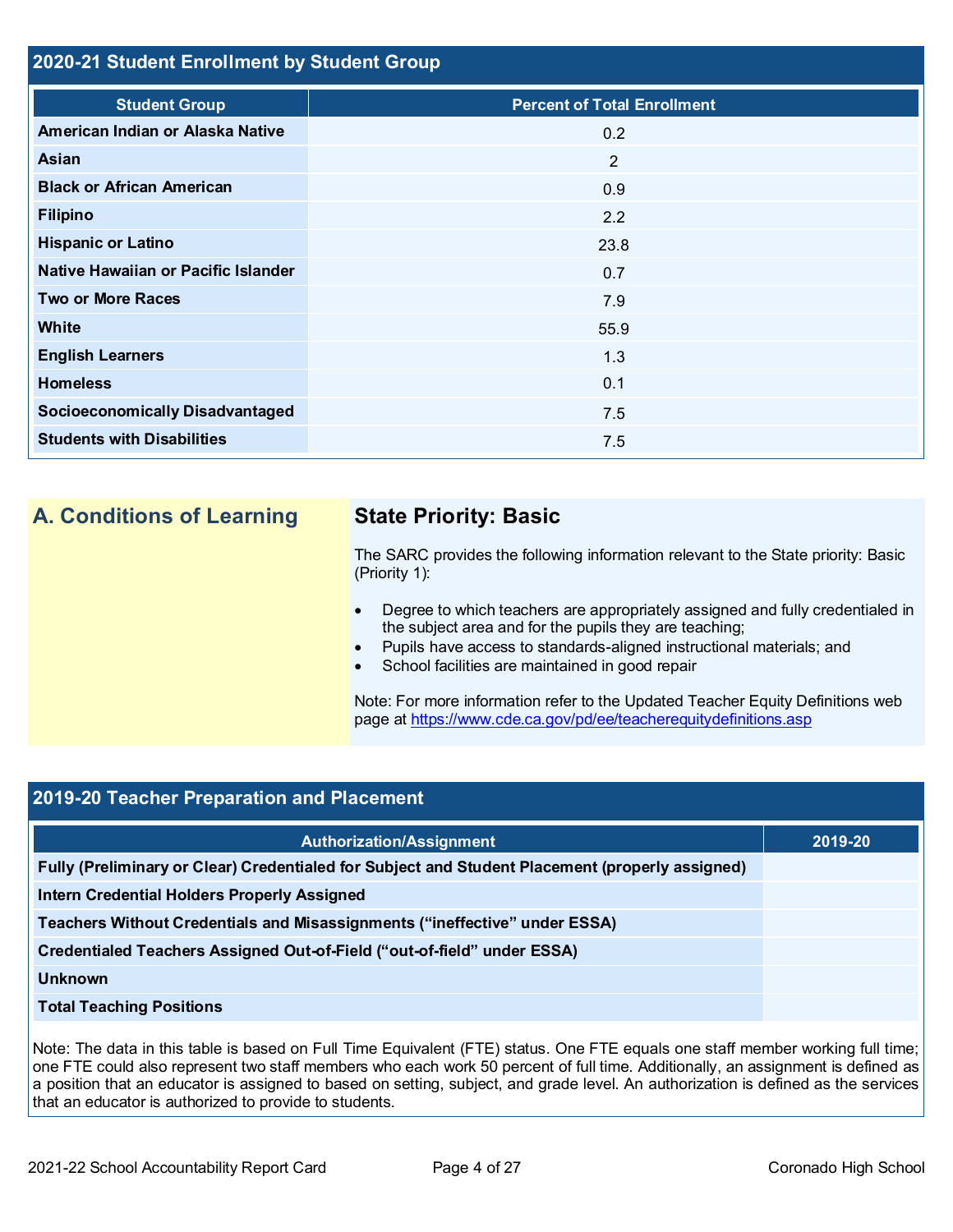## 2020-21 Student Enrollment by Student Group

| Student Group | Percent of Total Enrollment |
|---|---|
| American Indian or Alaska Native | 0.2 |
| Asian | 2 |
| Black or African American | 0.9 |
| Filipino | 2.2 |
| Hispanic or Latino | 23.8 |
| Native Hawaiian or Pacific Islander | 0.7 |
| Two or More Races | 7.9 |
| White | 55.9 |
| English Learners | 1.3 |
| Homeless | 0.1 |
| Socioeconomically Disadvantaged | 7.5 |
| Students with Disabilities | 7.5 |

## A. Conditions of Learning

### State Priority: Basic

The SARC provides the following information relevant to the State priority: Basic (Priority 1):

- Degree to which teachers are appropriately assigned and fully credentialed in the subject area and for the pupils they are teaching;
- Pupils have access to standards-aligned instructional materials; and
- School facilities are maintained in good repair

Note: For more information refer to the Updated Teacher Equity Definitions web page at https://www.cde.ca.gov/pd/ee/teacherequitydefinitions.asp

## 2019-20 Teacher Preparation and Placement

| Authorization/Assignment | 2019-20 |
|---|---|
| Fully (Preliminary or Clear) Credentialed for Subject and Student Placement (properly assigned) | |
| Intern Credential Holders Properly Assigned | |
| Teachers Without Credentials and Misassignments ("ineffective" under ESSA) | |
| Credentialed Teachers Assigned Out-of-Field ("out-of-field" under ESSA) | |
| Unknown | |
| Total Teaching Positions | |

Note: The data in this table is based on Full Time Equivalent (FTE) status. One FTE equals one staff member working full time; one FTE could also represent two staff members who each work 50 percent of full time. Additionally, an assignment is defined as a position that an educator is assigned to based on setting, subject, and grade level. An authorization is defined as the services that an educator is authorized to provide to students.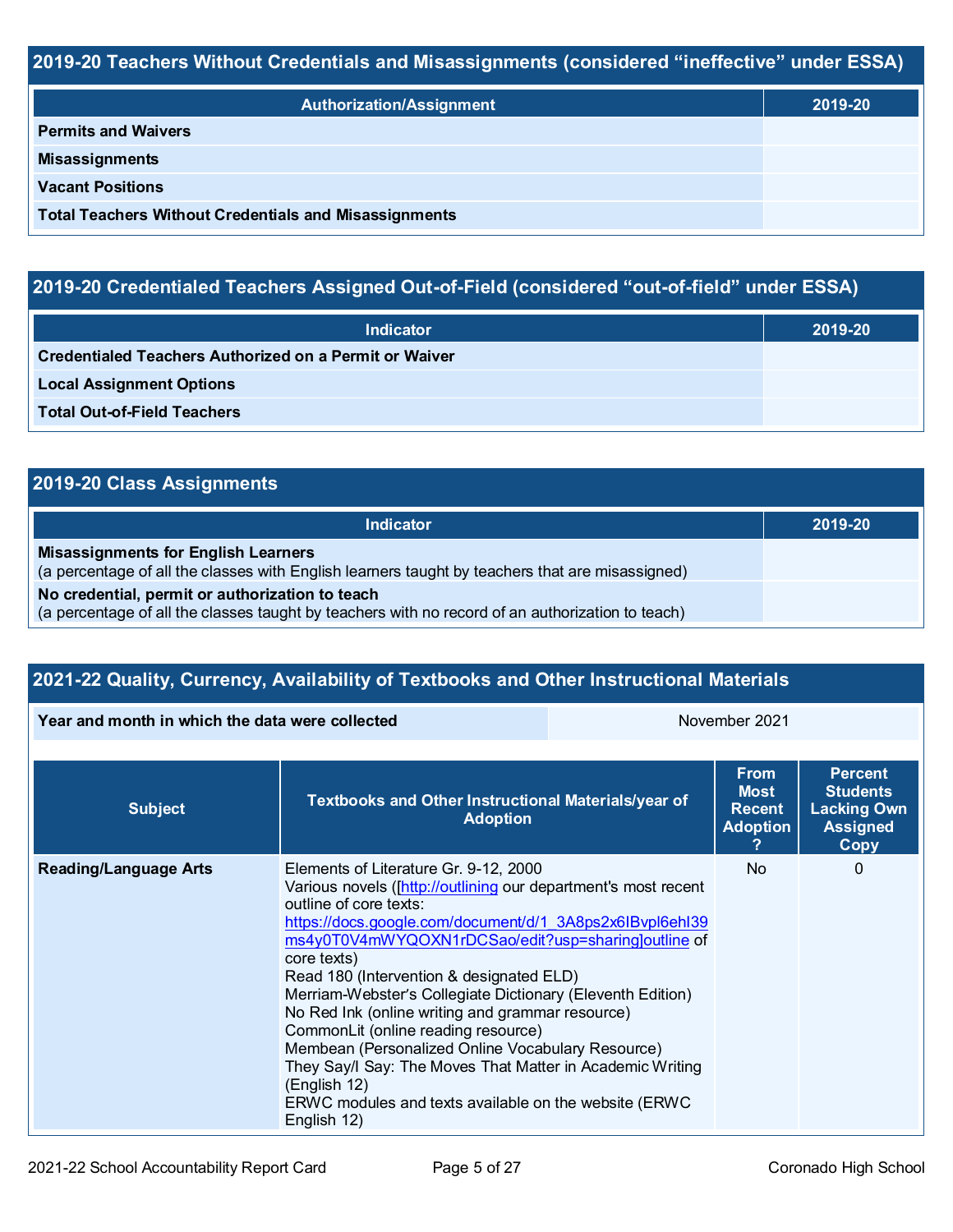## 2019-20 Teachers Without Credentials and Misassignments (considered "ineffective" under ESSA)

| Authorization/Assignment | 2019-20 |
|---|---|
| **Permits and Waivers** | |
| **Misassignments** | |
| **Vacant Positions** | |
| **Total Teachers Without Credentials and Misassignments** | |

## 2019-20 Credentialed Teachers Assigned Out-of-Field (considered "out-of-field" under ESSA)

| Indicator | 2019-20 |
|---|---|
| **Credentialed Teachers Authorized on a Permit or Waiver** | |
| **Local Assignment Options** | |
| **Total Out-of-Field Teachers** | |

## 2019-20 Class Assignments

| Indicator | 2019-20 |
|---|---|
| **Misassignments for English Learners** (a percentage of all the classes with English learners taught by teachers that are misassigned) | |
| **No credential, permit or authorization to teach** (a percentage of all the classes taught by teachers with no record of an authorization to teach) | |

## 2021-22 Quality, Currency, Availability of Textbooks and Other Instructional Materials

| **Year and month in which the data were collected** | November 2021 |
|---|---|

| Subject | Textbooks and Other Instructional Materials/year of Adoption | From Most Recent Adoption ? | Percent Students Lacking Own Assigned Copy |
|---|---|---|---|
| **Reading/Language Arts** | Elements of Literature Gr. 9-12, 2000<br>Various novels ([http://outlining our department's most recent outline of core texts: https://docs.google.com/document/d/1_3A8ps2x6IBvpl6ehI39ms4y0T0V4mWYQOXN1rDCSao/edit?usp=sharing]outline of core texts)<br>Read 180 (Intervention & designated ELD)<br>Merriam-Webster's Collegiate Dictionary (Eleventh Edition)<br>No Red Ink (online writing and grammar resource)<br>CommonLit (online reading resource)<br>Membean (Personalized Online Vocabulary Resource)<br>They Say/I Say: The Moves That Matter in Academic Writing (English 12)<br>ERWC modules and texts available on the website (ERWC English 12) | No | 0 |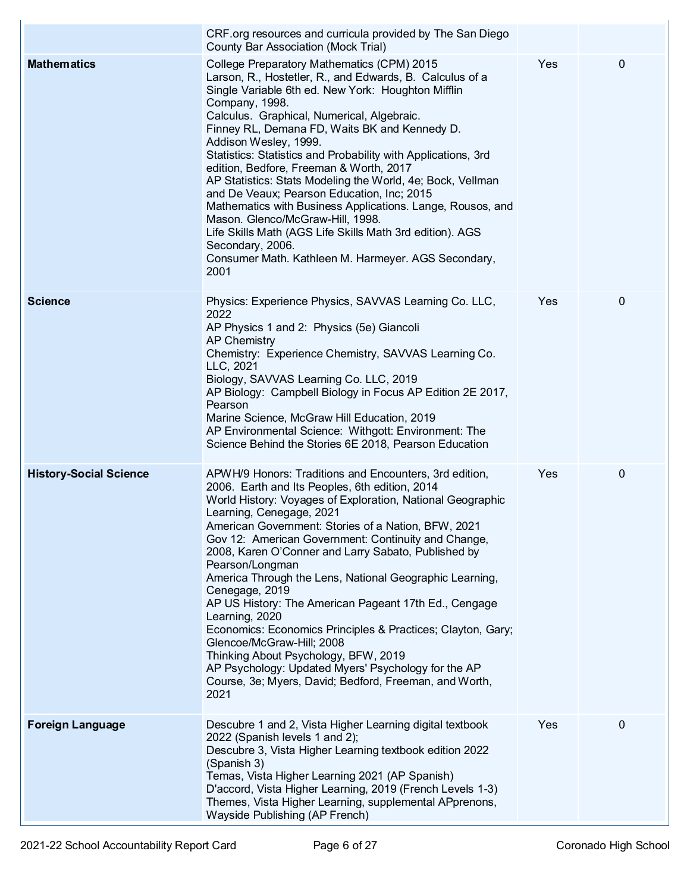| | | | |
|---|---|---|---|
| | CRF.org resources and curricula provided by The San Diego County Bar Association (Mock Trial) | | |
| **Mathematics** | College Preparatory Mathematics (CPM) 2015<br>Larson, R., Hostetler, R., and Edwards, B. Calculus of a Single Variable 6th ed. New York: Houghton Mifflin Company, 1998.<br>Calculus. Graphical, Numerical, Algebraic.<br>Finney RL, Demana FD, Waits BK and Kennedy D. Addison Wesley, 1999.<br>Statistics: Statistics and Probability with Applications, 3rd edition, Bedfore, Freeman & Worth, 2017<br>AP Statistics: Stats Modeling the World, 4e; Bock, Vellman and De Veaux; Pearson Education, Inc; 2015<br>Mathematics with Business Applications. Lange, Rousos, and Mason. Glenco/McGraw-Hill, 1998.<br>Life Skills Math (AGS Life Skills Math 3rd edition). AGS Secondary, 2006.<br>Consumer Math. Kathleen M. Harmeyer. AGS Secondary, 2001 | Yes | 0 |
| **Science** | Physics: Experience Physics, SAVVAS Learning Co. LLC, 2022<br>AP Physics 1 and 2: Physics (5e) Giancoli<br>AP Chemistry<br>Chemistry: Experience Chemistry, SAVVAS Learning Co. LLC, 2021<br>Biology, SAVVAS Learning Co. LLC, 2019<br>AP Biology: Campbell Biology in Focus AP Edition 2E 2017, Pearson<br>Marine Science, McGraw Hill Education, 2019<br>AP Environmental Science: Withgott: Environment: The Science Behind the Stories 6E 2018, Pearson Education | Yes | 0 |
| **History-Social Science** | APWH/9 Honors: Traditions and Encounters, 3rd edition, 2006. Earth and Its Peoples, 6th edition, 2014<br>World History: Voyages of Exploration, National Geographic Learning, Cenegage, 2021<br>American Government: Stories of a Nation, BFW, 2021<br>Gov 12: American Government: Continuity and Change, 2008, Karen O'Conner and Larry Sabato, Published by Pearson/Longman<br>America Through the Lens, National Geographic Learning, Cenegage, 2019<br>AP US History: The American Pageant 17th Ed., Cengage Learning, 2020<br>Economics: Economics Principles & Practices; Clayton, Gary; Glencoe/McGraw-Hill; 2008<br>Thinking About Psychology, BFW, 2019<br>AP Psychology: Updated Myers' Psychology for the AP Course, 3e; Myers, David; Bedford, Freeman, and Worth, 2021 | Yes | 0 |
| **Foreign Language** | Descubre 1 and 2, Vista Higher Learning digital textbook 2022 (Spanish levels 1 and 2);<br>Descubre 3, Vista Higher Learning textbook edition 2022 (Spanish 3)<br>Temas, Vista Higher Learning 2021 (AP Spanish)<br>D'accord, Vista Higher Learning, 2019 (French Levels 1-3)<br>Themes, Vista Higher Learning, supplemental APprenons, Wayside Publishing (AP French) | Yes | 0 |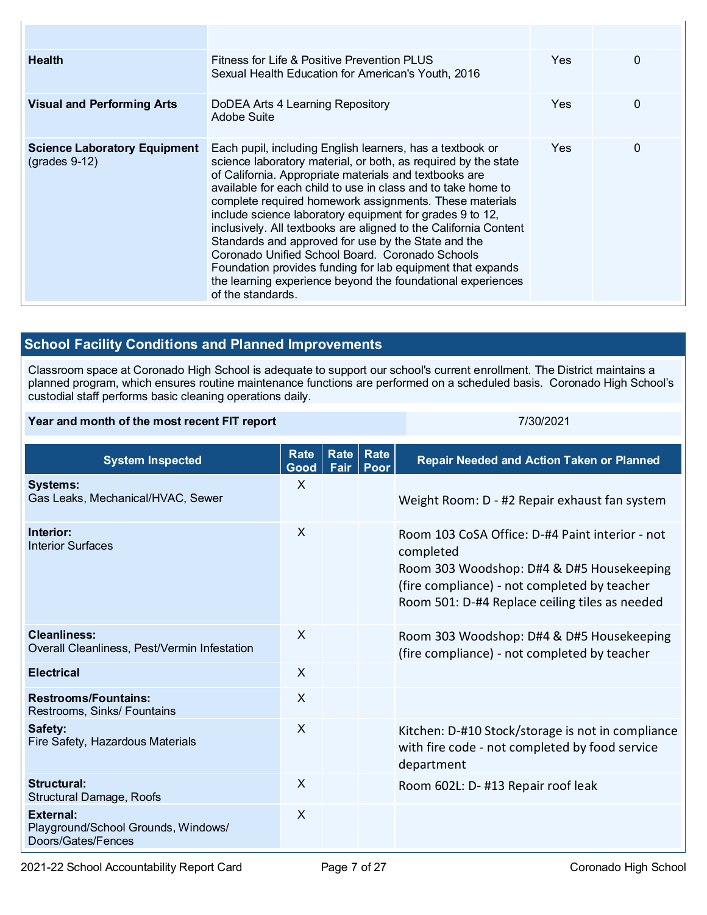| | | | |
|---|---|---|---|
| | | | |
| **Health** | Fitness for Life & Positive Prevention PLUS<br>Sexual Health Education for American's Youth, 2016 | Yes | 0 |
| **Visual and Performing Arts** | DoDEA Arts 4 Learning Repository<br>Adobe Suite | Yes | 0 |
| **Science Laboratory Equipment** (grades 9-12) | Each pupil, including English learners, has a textbook or science laboratory material, or both, as required by the state of California. Appropriate materials and textbooks are available for each child to use in class and to take home to complete required homework assignments. These materials include science laboratory equipment for grades 9 to 12, inclusively. All textbooks are aligned to the California Content Standards and approved for use by the State and the Coronado Unified School Board. Coronado Schools Foundation provides funding for lab equipment that expands the learning experience beyond the foundational experiences of the standards. | Yes | 0 |

## School Facility Conditions and Planned Improvements

Classroom space at Coronado High School is adequate to support our school's current enrollment. The District maintains a planned program, which ensures routine maintenance functions are performed on a scheduled basis. Coronado High School's custodial staff performs basic cleaning operations daily.

| **Year and month of the most recent FIT report** | 7/30/2021 |
|---|---|

| System Inspected | Rate Good | Rate Fair | Rate Poor | Repair Needed and Action Taken or Planned |
|---|---|---|---|---|
| **Systems:**<br>Gas Leaks, Mechanical/HVAC, Sewer | X | | | Weight Room: D - #2 Repair exhaust fan system |
| **Interior:**<br>Interior Surfaces | X | | | Room 103 CoSA Office: D-#4 Paint interior - not completed<br>Room 303 Woodshop: D#4 & D#5 Housekeeping (fire compliance) - not completed by teacher<br>Room 501: D-#4 Replace ceiling tiles as needed |
| **Cleanliness:**<br>Overall Cleanliness, Pest/Vermin Infestation | X | | | Room 303 Woodshop: D#4 & D#5 Housekeeping (fire compliance) - not completed by teacher |
| **Electrical** | X | | | |
| **Restrooms/Fountains:**<br>Restrooms, Sinks/ Fountains | X | | | |
| **Safety:**<br>Fire Safety, Hazardous Materials | X | | | Kitchen: D-#10 Stock/storage is not in compliance with fire code - not completed by food service department |
| **Structural:**<br>Structural Damage, Roofs | X | | | Room 602L: D- #13 Repair roof leak |
| **External:**<br>Playground/School Grounds, Windows/ Doors/Gates/Fences | X | | | |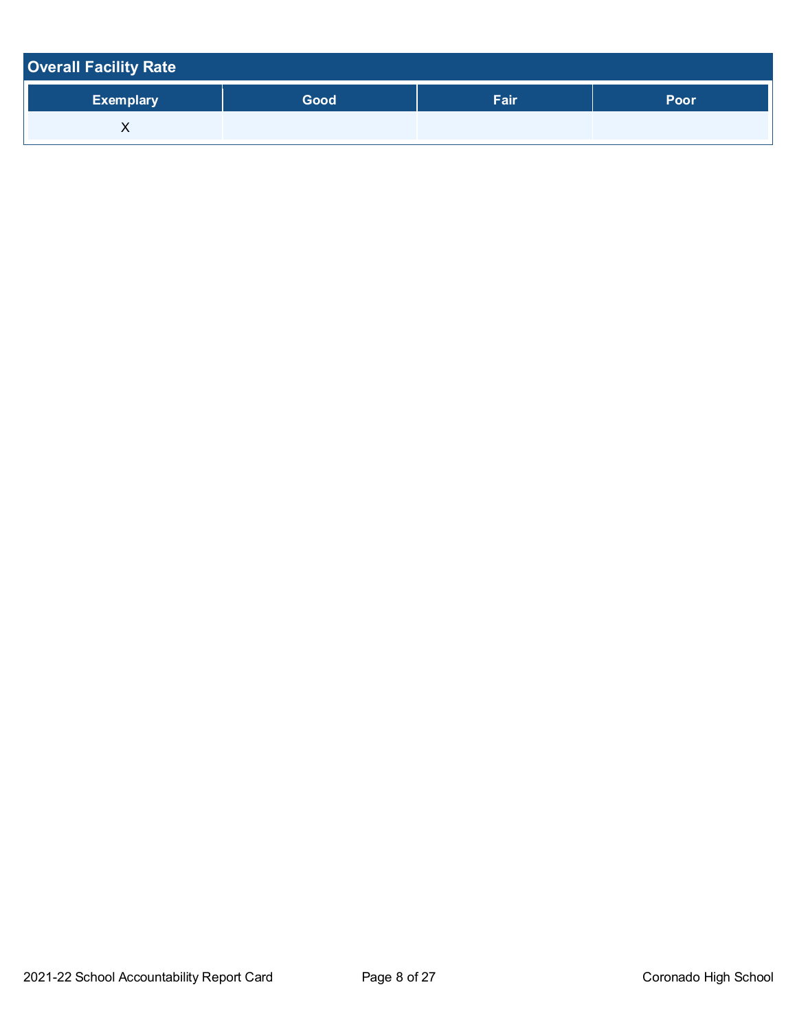## Overall Facility Rate

| Exemplary | Good | Fair | Poor |
|---|---|---|---|
| X | | | |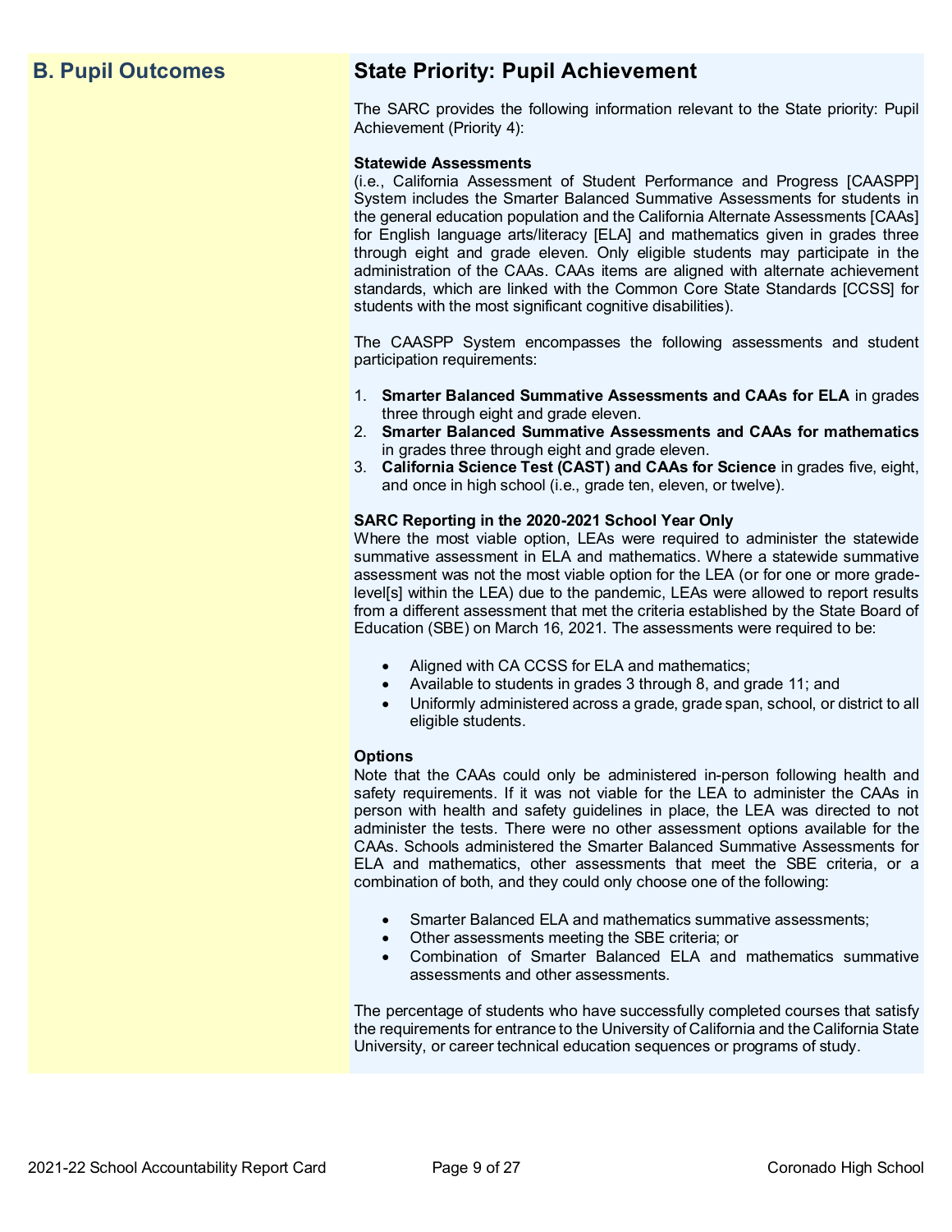## B. Pupil Outcomes

## State Priority: Pupil Achievement

The SARC provides the following information relevant to the State priority: Pupil Achievement (Priority 4):

**Statewide Assessments**
(i.e., California Assessment of Student Performance and Progress [CAASPP] System includes the Smarter Balanced Summative Assessments for students in the general education population and the California Alternate Assessments [CAAs] for English language arts/literacy [ELA] and mathematics given in grades three through eight and grade eleven. Only eligible students may participate in the administration of the CAAs. CAAs items are aligned with alternate achievement standards, which are linked with the Common Core State Standards [CCSS] for students with the most significant cognitive disabilities).

The CAASPP System encompasses the following assessments and student participation requirements:

1. **Smarter Balanced Summative Assessments and CAAs for ELA** in grades three through eight and grade eleven.
2. **Smarter Balanced Summative Assessments and CAAs for mathematics** in grades three through eight and grade eleven.
3. **California Science Test (CAST) and CAAs for Science** in grades five, eight, and once in high school (i.e., grade ten, eleven, or twelve).

**SARC Reporting in the 2020-2021 School Year Only**
Where the most viable option, LEAs were required to administer the statewide summative assessment in ELA and mathematics. Where a statewide summative assessment was not the most viable option for the LEA (or for one or more grade-level[s] within the LEA) due to the pandemic, LEAs were allowed to report results from a different assessment that met the criteria established by the State Board of Education (SBE) on March 16, 2021. The assessments were required to be:

- Aligned with CA CCSS for ELA and mathematics;
- Available to students in grades 3 through 8, and grade 11; and
- Uniformly administered across a grade, grade span, school, or district to all eligible students.

**Options**
Note that the CAAs could only be administered in-person following health and safety requirements. If it was not viable for the LEA to administer the CAAs in person with health and safety guidelines in place, the LEA was directed to not administer the tests. There were no other assessment options available for the CAAs. Schools administered the Smarter Balanced Summative Assessments for ELA and mathematics, other assessments that meet the SBE criteria, or a combination of both, and they could only choose one of the following:

- Smarter Balanced ELA and mathematics summative assessments;
- Other assessments meeting the SBE criteria; or
- Combination of Smarter Balanced ELA and mathematics summative assessments and other assessments.

The percentage of students who have successfully completed courses that satisfy the requirements for entrance to the University of California and the California State University, or career technical education sequences or programs of study.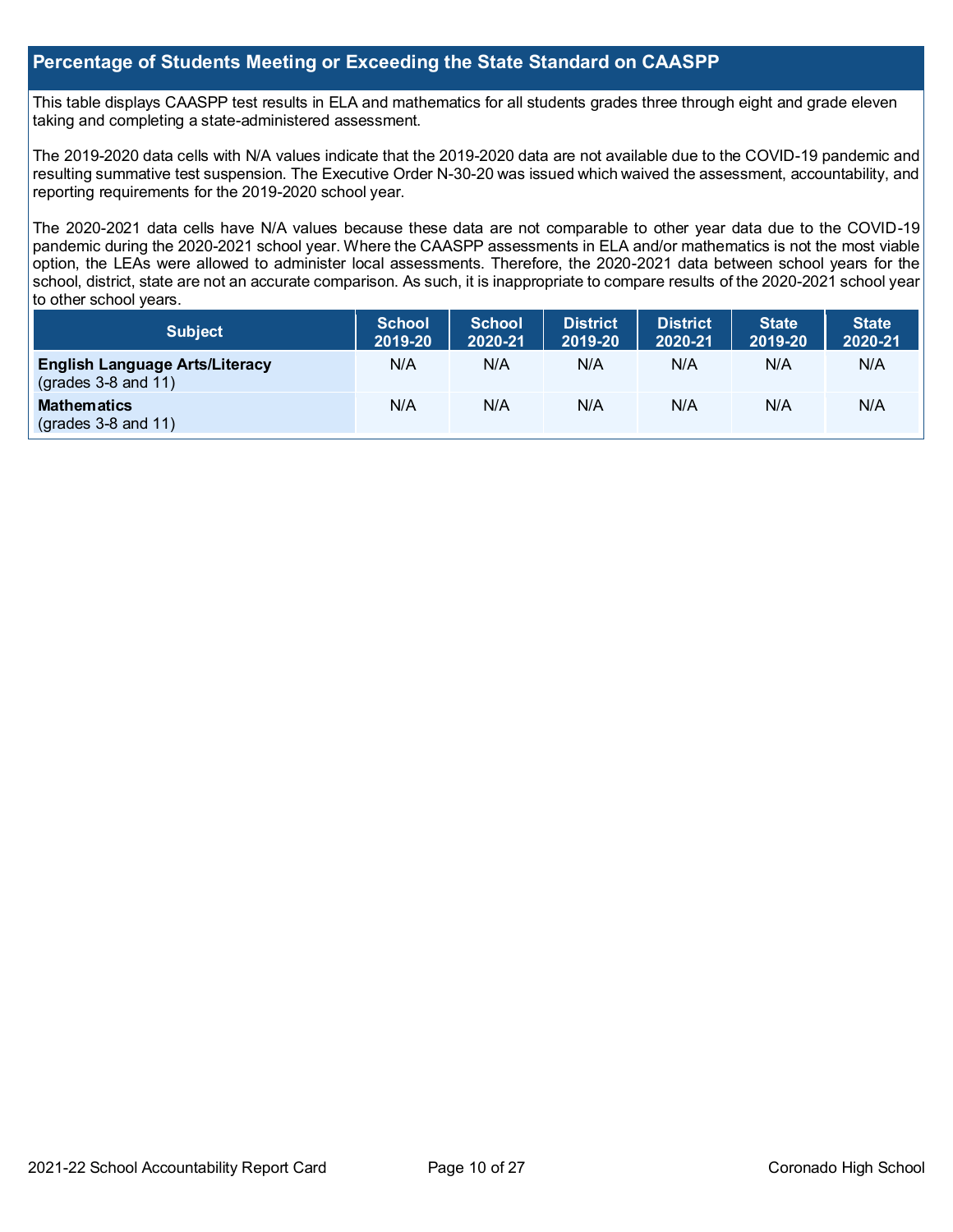## Percentage of Students Meeting or Exceeding the State Standard on CAASPP

This table displays CAASPP test results in ELA and mathematics for all students grades three through eight and grade eleven taking and completing a state-administered assessment.

The 2019-2020 data cells with N/A values indicate that the 2019-2020 data are not available due to the COVID-19 pandemic and resulting summative test suspension. The Executive Order N-30-20 was issued which waived the assessment, accountability, and reporting requirements for the 2019-2020 school year.

The 2020-2021 data cells have N/A values because these data are not comparable to other year data due to the COVID-19 pandemic during the 2020-2021 school year. Where the CAASPP assessments in ELA and/or mathematics is not the most viable option, the LEAs were allowed to administer local assessments. Therefore, the 2020-2021 data between school years for the school, district, state are not an accurate comparison. As such, it is inappropriate to compare results of the 2020-2021 school year to other school years.

| Subject | School 2019-20 | School 2020-21 | District 2019-20 | District 2020-21 | State 2019-20 | State 2020-21 |
|---|---|---|---|---|---|---|
| **English Language Arts/Literacy** (grades 3-8 and 11) | N/A | N/A | N/A | N/A | N/A | N/A |
| **Mathematics** (grades 3-8 and 11) | N/A | N/A | N/A | N/A | N/A | N/A |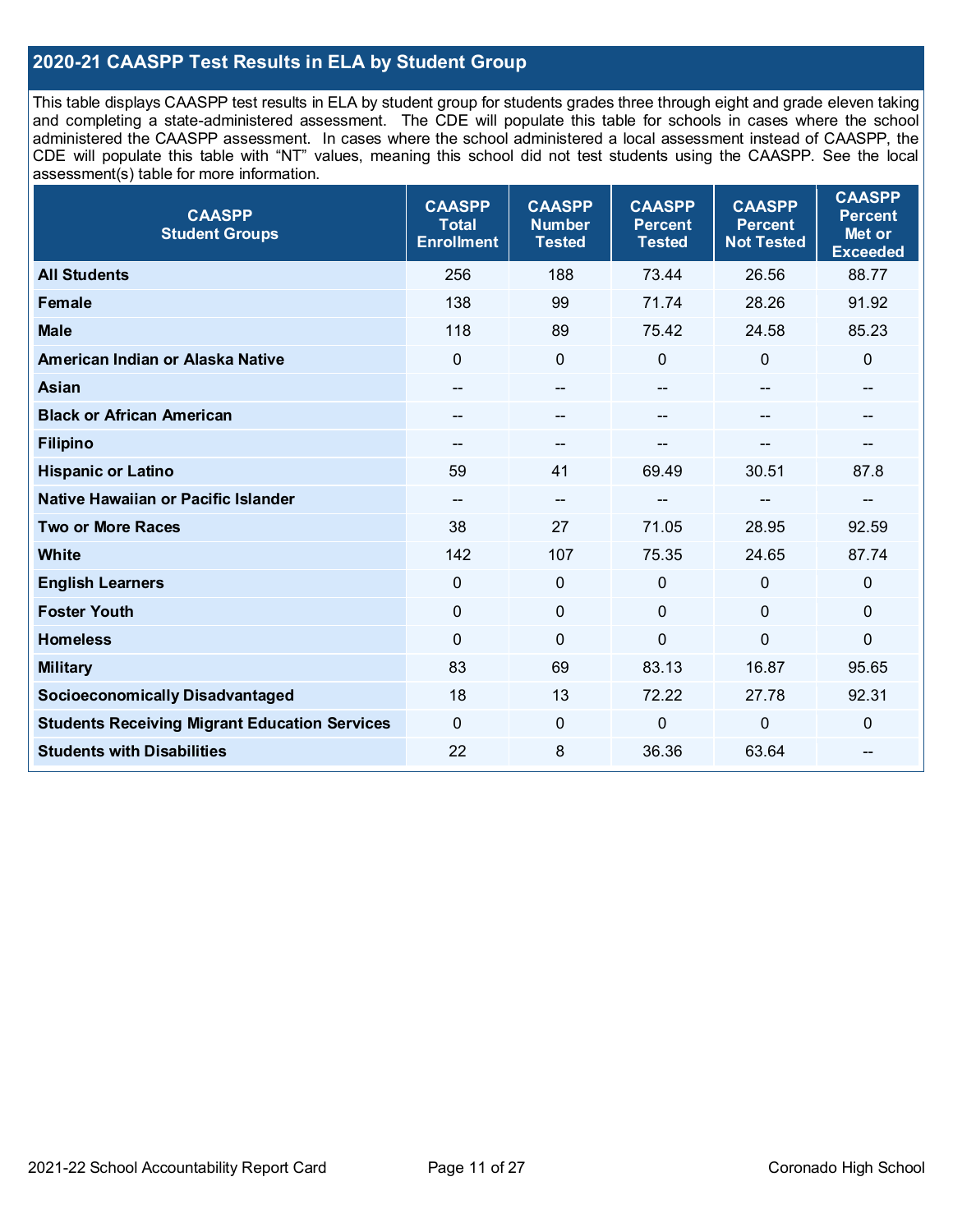## 2020-21 CAASPP Test Results in ELA by Student Group

This table displays CAASPP test results in ELA by student group for students grades three through eight and grade eleven taking and completing a state-administered assessment. The CDE will populate this table for schools in cases where the school administered the CAASPP assessment. In cases where the school administered a local assessment instead of CAASPP, the CDE will populate this table with "NT" values, meaning this school did not test students using the CAASPP. See the local assessment(s) table for more information.

| CAASPP Student Groups | CAASPP Total Enrollment | CAASPP Number Tested | CAASPP Percent Tested | CAASPP Percent Not Tested | CAASPP Percent Met or Exceeded |
|---|---|---|---|---|---|
| **All Students** | 256 | 188 | 73.44 | 26.56 | 88.77 |
| **Female** | 138 | 99 | 71.74 | 28.26 | 91.92 |
| **Male** | 118 | 89 | 75.42 | 24.58 | 85.23 |
| **American Indian or Alaska Native** | 0 | 0 | 0 | 0 | 0 |
| **Asian** | -- | -- | -- | -- | -- |
| **Black or African American** | -- | -- | -- | -- | -- |
| **Filipino** | -- | -- | -- | -- | -- |
| **Hispanic or Latino** | 59 | 41 | 69.49 | 30.51 | 87.8 |
| **Native Hawaiian or Pacific Islander** | -- | -- | -- | -- | -- |
| **Two or More Races** | 38 | 27 | 71.05 | 28.95 | 92.59 |
| **White** | 142 | 107 | 75.35 | 24.65 | 87.74 |
| **English Learners** | 0 | 0 | 0 | 0 | 0 |
| **Foster Youth** | 0 | 0 | 0 | 0 | 0 |
| **Homeless** | 0 | 0 | 0 | 0 | 0 |
| **Military** | 83 | 69 | 83.13 | 16.87 | 95.65 |
| **Socioeconomically Disadvantaged** | 18 | 13 | 72.22 | 27.78 | 92.31 |
| **Students Receiving Migrant Education Services** | 0 | 0 | 0 | 0 | 0 |
| **Students with Disabilities** | 22 | 8 | 36.36 | 63.64 | -- |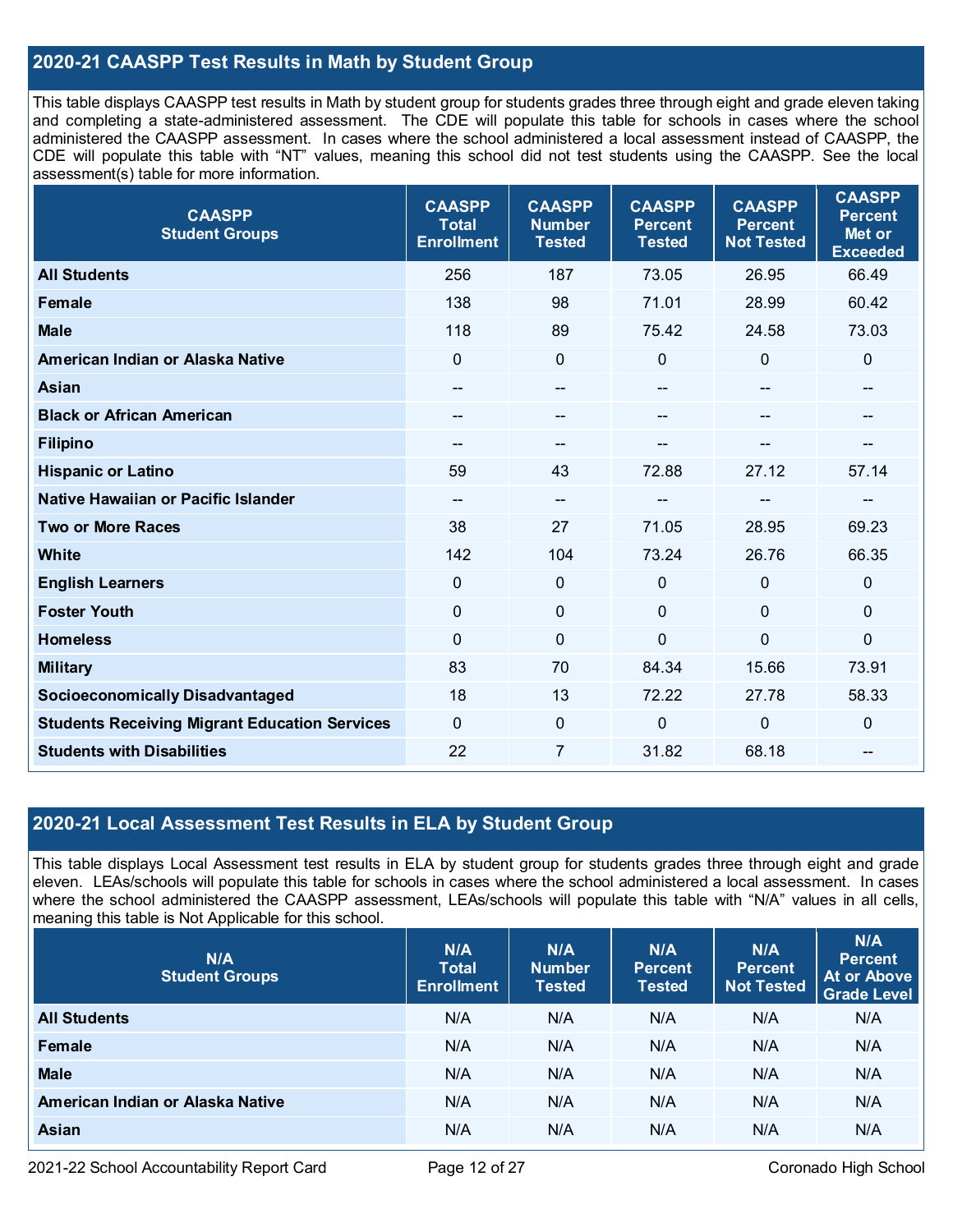## 2020-21 CAASPP Test Results in Math by Student Group

This table displays CAASPP test results in Math by student group for students grades three through eight and grade eleven taking and completing a state-administered assessment. The CDE will populate this table for schools in cases where the school administered the CAASPP assessment. In cases where the school administered a local assessment instead of CAASPP, the CDE will populate this table with "NT" values, meaning this school did not test students using the CAASPP. See the local assessment(s) table for more information.

| CAASPP Student Groups | CAASPP Total Enrollment | CAASPP Number Tested | CAASPP Percent Tested | CAASPP Percent Not Tested | CAASPP Percent Met or Exceeded |
|---|---|---|---|---|---|
| All Students | 256 | 187 | 73.05 | 26.95 | 66.49 |
| Female | 138 | 98 | 71.01 | 28.99 | 60.42 |
| Male | 118 | 89 | 75.42 | 24.58 | 73.03 |
| American Indian or Alaska Native | 0 | 0 | 0 | 0 | 0 |
| Asian | -- | -- | -- | -- | -- |
| Black or African American | -- | -- | -- | -- | -- |
| Filipino | -- | -- | -- | -- | -- |
| Hispanic or Latino | 59 | 43 | 72.88 | 27.12 | 57.14 |
| Native Hawaiian or Pacific Islander | -- | -- | -- | -- | -- |
| Two or More Races | 38 | 27 | 71.05 | 28.95 | 69.23 |
| White | 142 | 104 | 73.24 | 26.76 | 66.35 |
| English Learners | 0 | 0 | 0 | 0 | 0 |
| Foster Youth | 0 | 0 | 0 | 0 | 0 |
| Homeless | 0 | 0 | 0 | 0 | 0 |
| Military | 83 | 70 | 84.34 | 15.66 | 73.91 |
| Socioeconomically Disadvantaged | 18 | 13 | 72.22 | 27.78 | 58.33 |
| Students Receiving Migrant Education Services | 0 | 0 | 0 | 0 | 0 |
| Students with Disabilities | 22 | 7 | 31.82 | 68.18 | -- |

## 2020-21 Local Assessment Test Results in ELA by Student Group

This table displays Local Assessment test results in ELA by student group for students grades three through eight and grade eleven. LEAs/schools will populate this table for schools in cases where the school administered a local assessment. In cases where the school administered the CAASPP assessment, LEAs/schools will populate this table with "N/A" values in all cells, meaning this table is Not Applicable for this school.

| N/A Student Groups | N/A Total Enrollment | N/A Number Tested | N/A Percent Tested | N/A Percent Not Tested | N/A Percent At or Above Grade Level |
|---|---|---|---|---|---|
| All Students | N/A | N/A | N/A | N/A | N/A |
| Female | N/A | N/A | N/A | N/A | N/A |
| Male | N/A | N/A | N/A | N/A | N/A |
| American Indian or Alaska Native | N/A | N/A | N/A | N/A | N/A |
| Asian | N/A | N/A | N/A | N/A | N/A |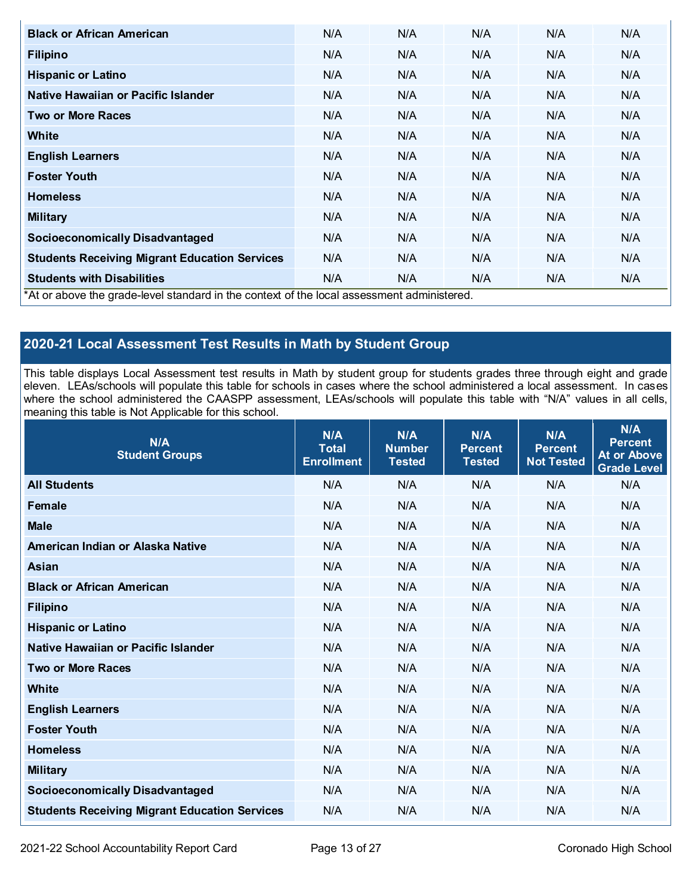| | | | | | |
|---|---|---|---|---|---|
| **Black or African American** | N/A | N/A | N/A | N/A | N/A |
| **Filipino** | N/A | N/A | N/A | N/A | N/A |
| **Hispanic or Latino** | N/A | N/A | N/A | N/A | N/A |
| **Native Hawaiian or Pacific Islander** | N/A | N/A | N/A | N/A | N/A |
| **Two or More Races** | N/A | N/A | N/A | N/A | N/A |
| **White** | N/A | N/A | N/A | N/A | N/A |
| **English Learners** | N/A | N/A | N/A | N/A | N/A |
| **Foster Youth** | N/A | N/A | N/A | N/A | N/A |
| **Homeless** | N/A | N/A | N/A | N/A | N/A |
| **Military** | N/A | N/A | N/A | N/A | N/A |
| **Socioeconomically Disadvantaged** | N/A | N/A | N/A | N/A | N/A |
| **Students Receiving Migrant Education Services** | N/A | N/A | N/A | N/A | N/A |
| **Students with Disabilities** | N/A | N/A | N/A | N/A | N/A |

*At or above the grade-level standard in the context of the local assessment administered.

## 2020-21 Local Assessment Test Results in Math by Student Group

This table displays Local Assessment test results in Math by student group for students grades three through eight and grade eleven. LEAs/schools will populate this table for schools in cases where the school administered a local assessment. In cases where the school administered the CAASPP assessment, LEAs/schools will populate this table with "N/A" values in all cells, meaning this table is Not Applicable for this school.

| N/A Student Groups | N/A Total Enrollment | N/A Number Tested | N/A Percent Tested | N/A Percent Not Tested | N/A Percent At or Above Grade Level |
|---|---|---|---|---|---|
| **All Students** | N/A | N/A | N/A | N/A | N/A |
| **Female** | N/A | N/A | N/A | N/A | N/A |
| **Male** | N/A | N/A | N/A | N/A | N/A |
| **American Indian or Alaska Native** | N/A | N/A | N/A | N/A | N/A |
| **Asian** | N/A | N/A | N/A | N/A | N/A |
| **Black or African American** | N/A | N/A | N/A | N/A | N/A |
| **Filipino** | N/A | N/A | N/A | N/A | N/A |
| **Hispanic or Latino** | N/A | N/A | N/A | N/A | N/A |
| **Native Hawaiian or Pacific Islander** | N/A | N/A | N/A | N/A | N/A |
| **Two or More Races** | N/A | N/A | N/A | N/A | N/A |
| **White** | N/A | N/A | N/A | N/A | N/A |
| **English Learners** | N/A | N/A | N/A | N/A | N/A |
| **Foster Youth** | N/A | N/A | N/A | N/A | N/A |
| **Homeless** | N/A | N/A | N/A | N/A | N/A |
| **Military** | N/A | N/A | N/A | N/A | N/A |
| **Socioeconomically Disadvantaged** | N/A | N/A | N/A | N/A | N/A |
| **Students Receiving Migrant Education Services** | N/A | N/A | N/A | N/A | N/A |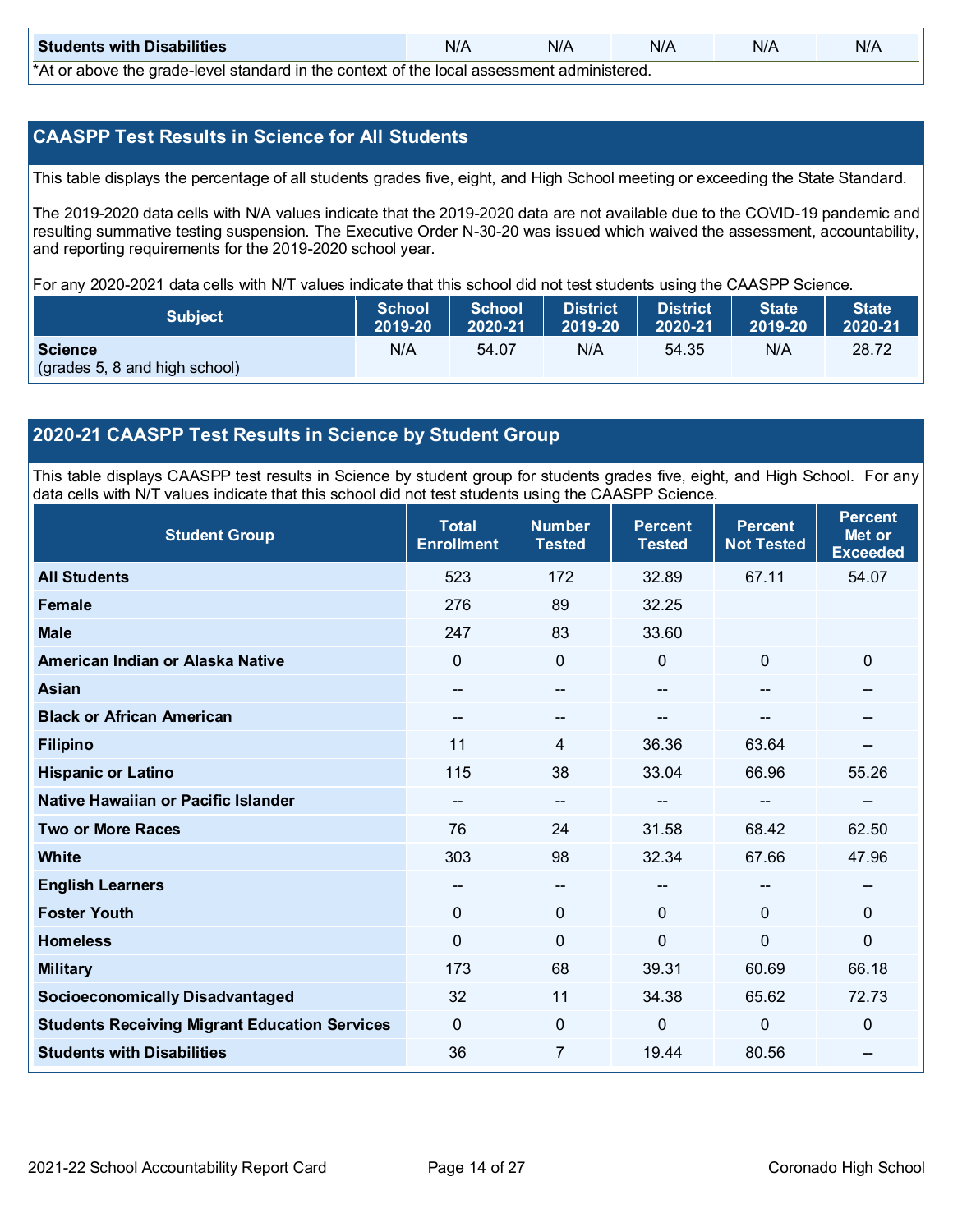| Students with Disabilities | N/A | N/A | N/A | N/A | N/A |
|---|---|---|---|---|---|

*At or above the grade-level standard in the context of the local assessment administered.

## CAASPP Test Results in Science for All Students

This table displays the percentage of all students grades five, eight, and High School meeting or exceeding the State Standard.

The 2019-2020 data cells with N/A values indicate that the 2019-2020 data are not available due to the COVID-19 pandemic and resulting summative testing suspension. The Executive Order N-30-20 was issued which waived the assessment, accountability, and reporting requirements for the 2019-2020 school year.

For any 2020-2021 data cells with N/T values indicate that this school did not test students using the CAASPP Science.

| Subject | School 2019-20 | School 2020-21 | District 2019-20 | District 2020-21 | State 2019-20 | State 2020-21 |
|---|---|---|---|---|---|---|
| **Science** (grades 5, 8 and high school) | N/A | 54.07 | N/A | 54.35 | N/A | 28.72 |

## 2020-21 CAASPP Test Results in Science by Student Group

This table displays CAASPP test results in Science by student group for students grades five, eight, and High School. For any data cells with N/T values indicate that this school did not test students using the CAASPP Science.

| Student Group | Total Enrollment | Number Tested | Percent Tested | Percent Not Tested | Percent Met or Exceeded |
|---|---|---|---|---|---|
| **All Students** | 523 | 172 | 32.89 | 67.11 | 54.07 |
| **Female** | 276 | 89 | 32.25 | | |
| **Male** | 247 | 83 | 33.60 | | |
| **American Indian or Alaska Native** | 0 | 0 | 0 | 0 | 0 |
| **Asian** | -- | -- | -- | -- | -- |
| **Black or African American** | -- | -- | -- | -- | -- |
| **Filipino** | 11 | 4 | 36.36 | 63.64 | -- |
| **Hispanic or Latino** | 115 | 38 | 33.04 | 66.96 | 55.26 |
| **Native Hawaiian or Pacific Islander** | -- | -- | -- | -- | -- |
| **Two or More Races** | 76 | 24 | 31.58 | 68.42 | 62.50 |
| **White** | 303 | 98 | 32.34 | 67.66 | 47.96 |
| **English Learners** | -- | -- | -- | -- | -- |
| **Foster Youth** | 0 | 0 | 0 | 0 | 0 |
| **Homeless** | 0 | 0 | 0 | 0 | 0 |
| **Military** | 173 | 68 | 39.31 | 60.69 | 66.18 |
| **Socioeconomically Disadvantaged** | 32 | 11 | 34.38 | 65.62 | 72.73 |
| **Students Receiving Migrant Education Services** | 0 | 0 | 0 | 0 | 0 |
| **Students with Disabilities** | 36 | 7 | 19.44 | 80.56 | -- |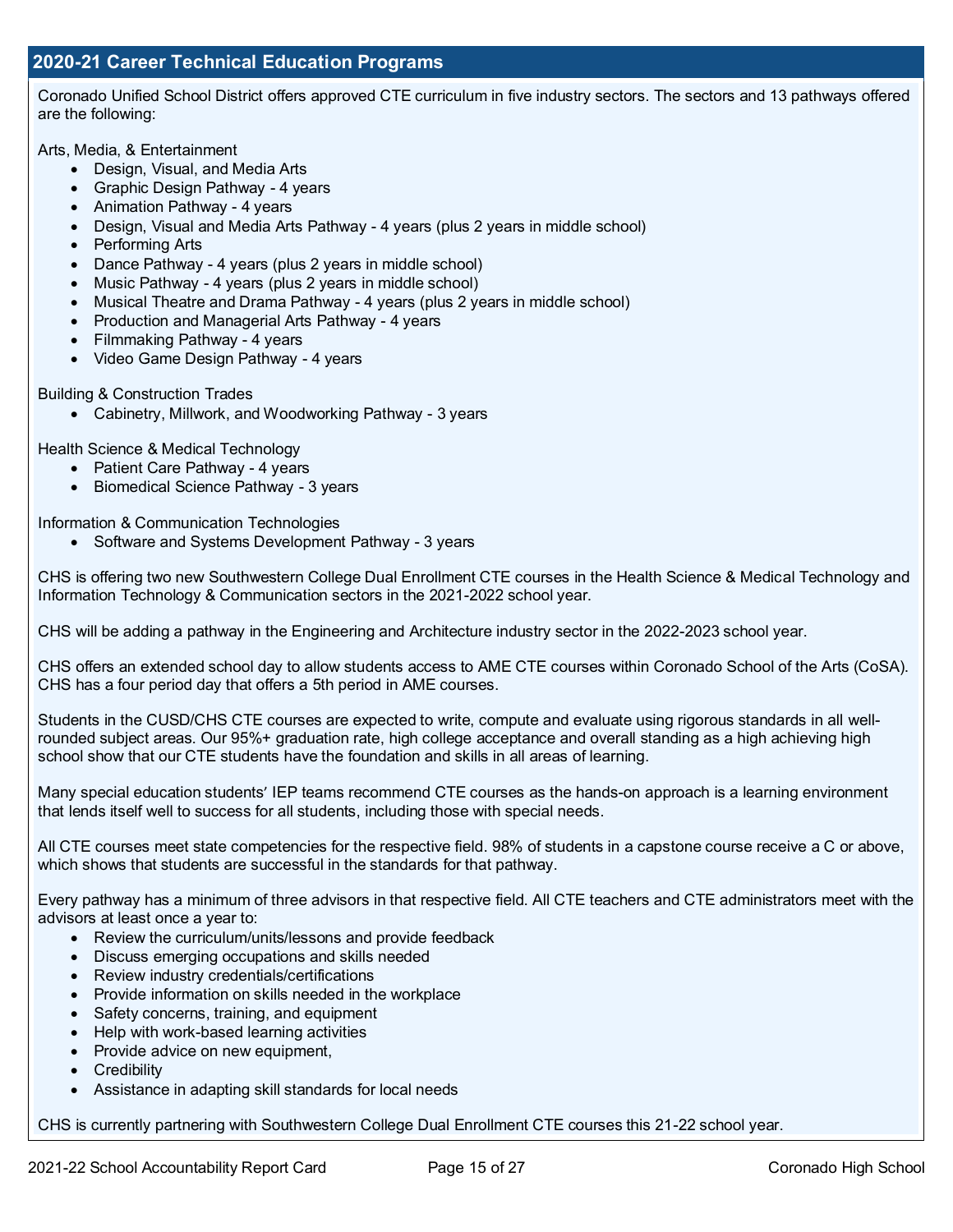## 2020-21 Career Technical Education Programs

Coronado Unified School District offers approved CTE curriculum in five industry sectors. The sectors and 13 pathways offered are the following:

Arts, Media, & Entertainment

- Design, Visual, and Media Arts
- Graphic Design Pathway - 4 years
- Animation Pathway - 4 years
- Design, Visual and Media Arts Pathway - 4 years (plus 2 years in middle school)
- Performing Arts
- Dance Pathway - 4 years (plus 2 years in middle school)
- Music Pathway - 4 years (plus 2 years in middle school)
- Musical Theatre and Drama Pathway - 4 years (plus 2 years in middle school)
- Production and Managerial Arts Pathway - 4 years
- Filmmaking Pathway - 4 years
- Video Game Design Pathway - 4 years

Building & Construction Trades

- Cabinetry, Millwork, and Woodworking Pathway - 3 years

Health Science & Medical Technology

- Patient Care Pathway - 4 years
- Biomedical Science Pathway - 3 years

Information & Communication Technologies

- Software and Systems Development Pathway - 3 years

CHS is offering two new Southwestern College Dual Enrollment CTE courses in the Health Science & Medical Technology and Information Technology & Communication sectors in the 2021-2022 school year.

CHS will be adding a pathway in the Engineering and Architecture industry sector in the 2022-2023 school year.

CHS offers an extended school day to allow students access to AME CTE courses within Coronado School of the Arts (CoSA). CHS has a four period day that offers a 5th period in AME courses.

Students in the CUSD/CHS CTE courses are expected to write, compute and evaluate using rigorous standards in all well-rounded subject areas. Our 95%+ graduation rate, high college acceptance and overall standing as a high achieving high school show that our CTE students have the foundation and skills in all areas of learning.

Many special education students' IEP teams recommend CTE courses as the hands-on approach is a learning environment that lends itself well to success for all students, including those with special needs.

All CTE courses meet state competencies for the respective field. 98% of students in a capstone course receive a C or above, which shows that students are successful in the standards for that pathway.

Every pathway has a minimum of three advisors in that respective field. All CTE teachers and CTE administrators meet with the advisors at least once a year to:

- Review the curriculum/units/lessons and provide feedback
- Discuss emerging occupations and skills needed
- Review industry credentials/certifications
- Provide information on skills needed in the workplace
- Safety concerns, training, and equipment
- Help with work-based learning activities
- Provide advice on new equipment,
- Credibility
- Assistance in adapting skill standards for local needs

CHS is currently partnering with Southwestern College Dual Enrollment CTE courses this 21-22 school year.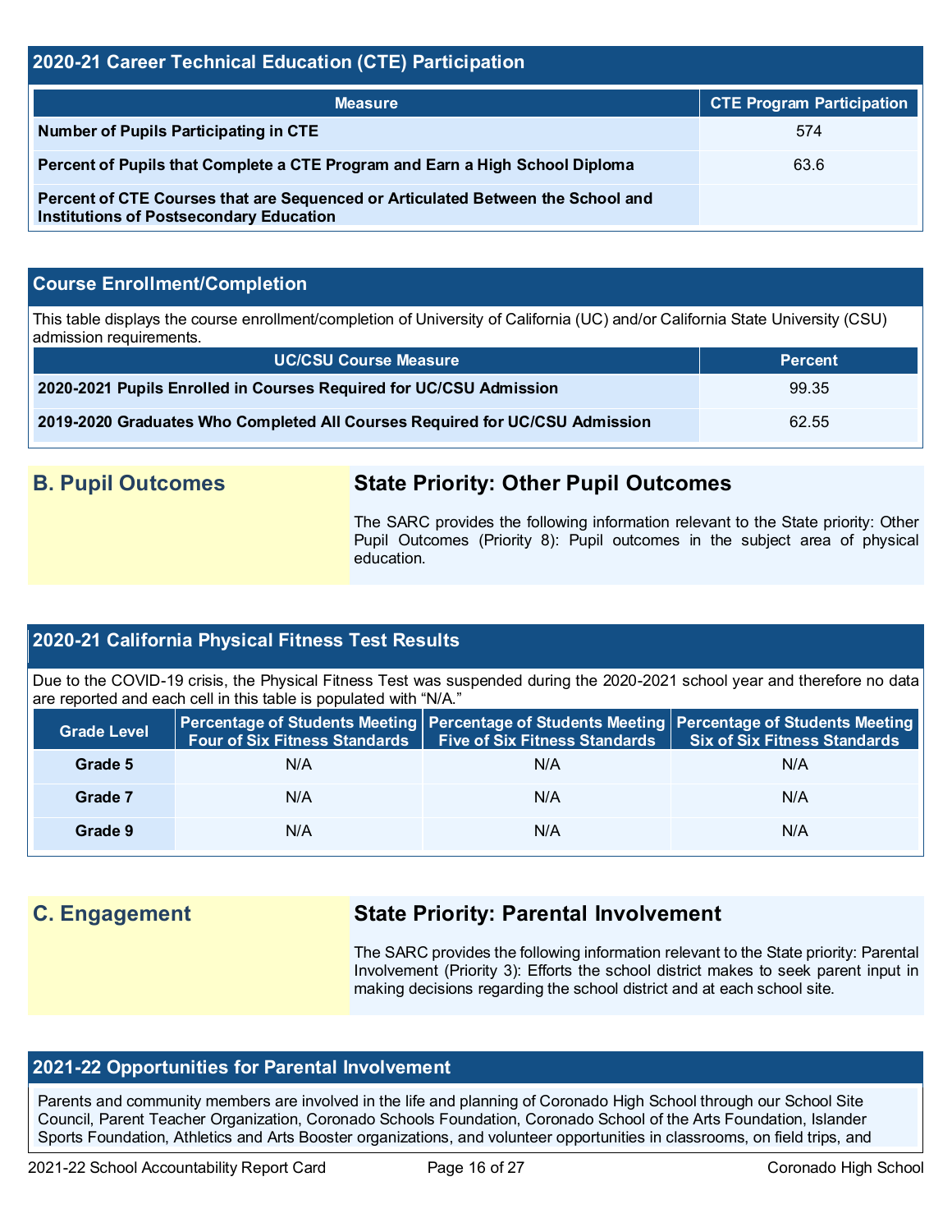## 2020-21 Career Technical Education (CTE) Participation

| Measure | CTE Program Participation |
|---|---|
| **Number of Pupils Participating in CTE** | 574 |
| **Percent of Pupils that Complete a CTE Program and Earn a High School Diploma** | 63.6 |
| **Percent of CTE Courses that are Sequenced or Articulated Between the School and Institutions of Postsecondary Education** | |

## Course Enrollment/Completion

This table displays the course enrollment/completion of University of California (UC) and/or California State University (CSU) admission requirements.

| UC/CSU Course Measure | Percent |
|---|---|
| **2020-2021 Pupils Enrolled in Courses Required for UC/CSU Admission** | 99.35 |
| **2019-2020 Graduates Who Completed All Courses Required for UC/CSU Admission** | 62.55 |

## B. Pupil Outcomes

### State Priority: Other Pupil Outcomes

The SARC provides the following information relevant to the State priority: Other Pupil Outcomes (Priority 8): Pupil outcomes in the subject area of physical education.

## 2020-21 California Physical Fitness Test Results

Due to the COVID-19 crisis, the Physical Fitness Test was suspended during the 2020-2021 school year and therefore no data are reported and each cell in this table is populated with "N/A."

| Grade Level | Percentage of Students Meeting Four of Six Fitness Standards | Percentage of Students Meeting Five of Six Fitness Standards | Percentage of Students Meeting Six of Six Fitness Standards |
|---|---|---|---|
| **Grade 5** | N/A | N/A | N/A |
| **Grade 7** | N/A | N/A | N/A |
| **Grade 9** | N/A | N/A | N/A |

## C. Engagement

### State Priority: Parental Involvement

The SARC provides the following information relevant to the State priority: Parental Involvement (Priority 3): Efforts the school district makes to seek parent input in making decisions regarding the school district and at each school site.

## 2021-22 Opportunities for Parental Involvement

Parents and community members are involved in the life and planning of Coronado High School through our School Site Council, Parent Teacher Organization, Coronado Schools Foundation, Coronado School of the Arts Foundation, Islander Sports Foundation, Athletics and Arts Booster organizations, and volunteer opportunities in classrooms, on field trips, and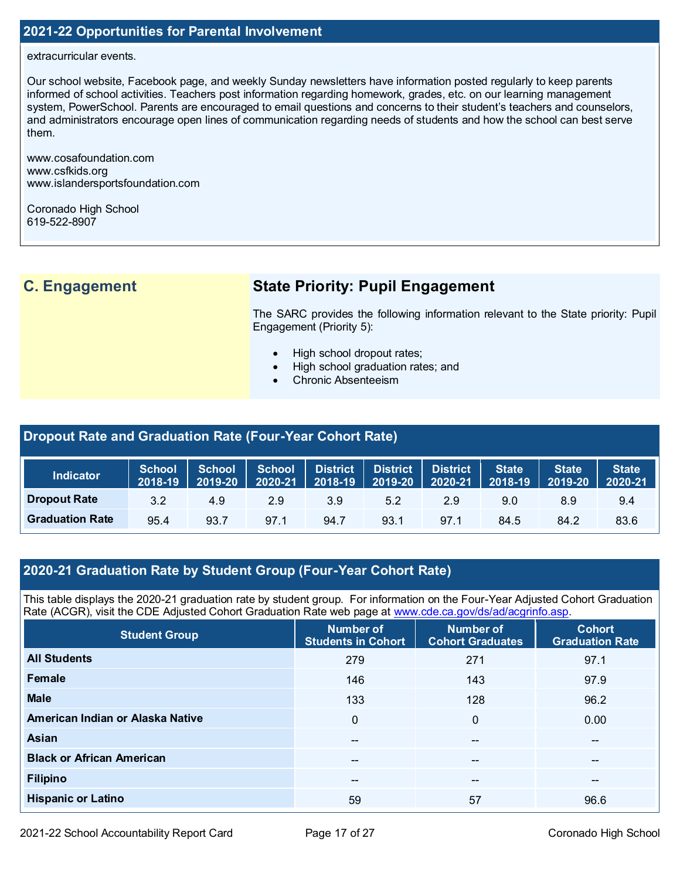## 2021-22 Opportunities for Parental Involvement

extracurricular events.

Our school website, Facebook page, and weekly Sunday newsletters have information posted regularly to keep parents informed of school activities. Teachers post information regarding homework, grades, etc. on our learning management system, PowerSchool. Parents are encouraged to email questions and concerns to their student's teachers and counselors, and administrators encourage open lines of communication regarding needs of students and how the school can best serve them.

www.cosafoundation.com
www.csfkids.org
www.islandersportsfoundation.com

Coronado High School
619-522-8907

## C. Engagement

### State Priority: Pupil Engagement

The SARC provides the following information relevant to the State priority: Pupil Engagement (Priority 5):

- High school dropout rates;
- High school graduation rates; and
- Chronic Absenteeism

## Dropout Rate and Graduation Rate (Four-Year Cohort Rate)

| Indicator | School 2018-19 | School 2019-20 | School 2020-21 | District 2018-19 | District 2019-20 | District 2020-21 | State 2018-19 | State 2019-20 | State 2020-21 |
|---|---|---|---|---|---|---|---|---|---|
| Dropout Rate | 3.2 | 4.9 | 2.9 | 3.9 | 5.2 | 2.9 | 9.0 | 8.9 | 9.4 |
| Graduation Rate | 95.4 | 93.7 | 97.1 | 94.7 | 93.1 | 97.1 | 84.5 | 84.2 | 83.6 |

## 2020-21 Graduation Rate by Student Group (Four-Year Cohort Rate)

This table displays the 2020-21 graduation rate by student group. For information on the Four-Year Adjusted Cohort Graduation Rate (ACGR), visit the CDE Adjusted Cohort Graduation Rate web page at www.cde.ca.gov/ds/ad/acgrinfo.asp.

| Student Group | Number of Students in Cohort | Number of Cohort Graduates | Cohort Graduation Rate |
|---|---|---|---|
| All Students | 279 | 271 | 97.1 |
| Female | 146 | 143 | 97.9 |
| Male | 133 | 128 | 96.2 |
| American Indian or Alaska Native | 0 | 0 | 0.00 |
| Asian | -- | -- | -- |
| Black or African American | -- | -- | -- |
| Filipino | -- | -- | -- |
| Hispanic or Latino | 59 | 57 | 96.6 |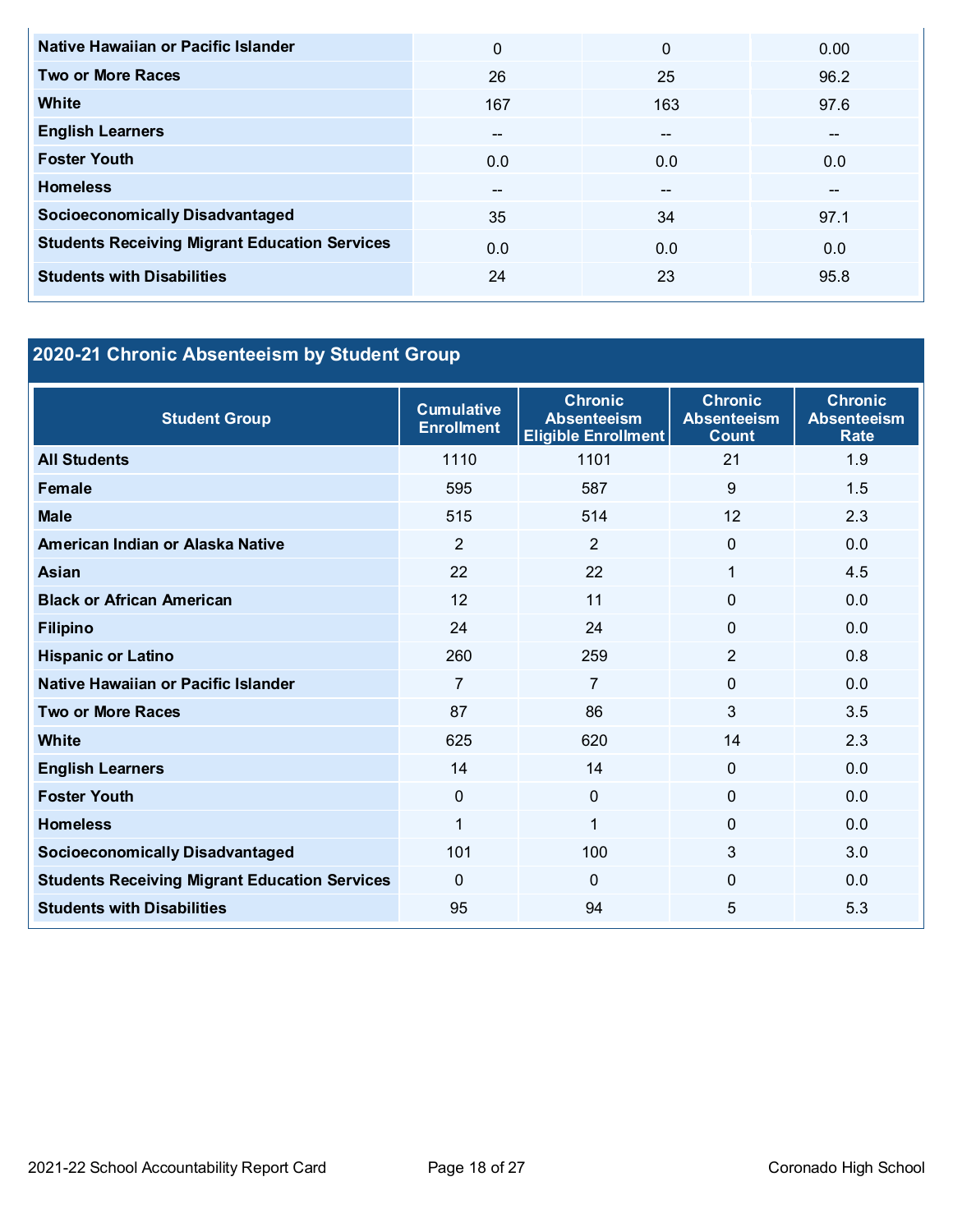| | | | |
|---|---|---|---|
| **Native Hawaiian or Pacific Islander** | 0 | 0 | 0.00 |
| **Two or More Races** | 26 | 25 | 96.2 |
| **White** | 167 | 163 | 97.6 |
| **English Learners** | -- | -- | -- |
| **Foster Youth** | 0.0 | 0.0 | 0.0 |
| **Homeless** | -- | -- | -- |
| **Socioeconomically Disadvantaged** | 35 | 34 | 97.1 |
| **Students Receiving Migrant Education Services** | 0.0 | 0.0 | 0.0 |
| **Students with Disabilities** | 24 | 23 | 95.8 |

## 2020-21 Chronic Absenteeism by Student Group

| Student Group | Cumulative Enrollment | Chronic Absenteeism Eligible Enrollment | Chronic Absenteeism Count | Chronic Absenteeism Rate |
|---|---|---|---|---|
| **All Students** | 1110 | 1101 | 21 | 1.9 |
| **Female** | 595 | 587 | 9 | 1.5 |
| **Male** | 515 | 514 | 12 | 2.3 |
| **American Indian or Alaska Native** | 2 | 2 | 0 | 0.0 |
| **Asian** | 22 | 22 | 1 | 4.5 |
| **Black or African American** | 12 | 11 | 0 | 0.0 |
| **Filipino** | 24 | 24 | 0 | 0.0 |
| **Hispanic or Latino** | 260 | 259 | 2 | 0.8 |
| **Native Hawaiian or Pacific Islander** | 7 | 7 | 0 | 0.0 |
| **Two or More Races** | 87 | 86 | 3 | 3.5 |
| **White** | 625 | 620 | 14 | 2.3 |
| **English Learners** | 14 | 14 | 0 | 0.0 |
| **Foster Youth** | 0 | 0 | 0 | 0.0 |
| **Homeless** | 1 | 1 | 0 | 0.0 |
| **Socioeconomically Disadvantaged** | 101 | 100 | 3 | 3.0 |
| **Students Receiving Migrant Education Services** | 0 | 0 | 0 | 0.0 |
| **Students with Disabilities** | 95 | 94 | 5 | 5.3 |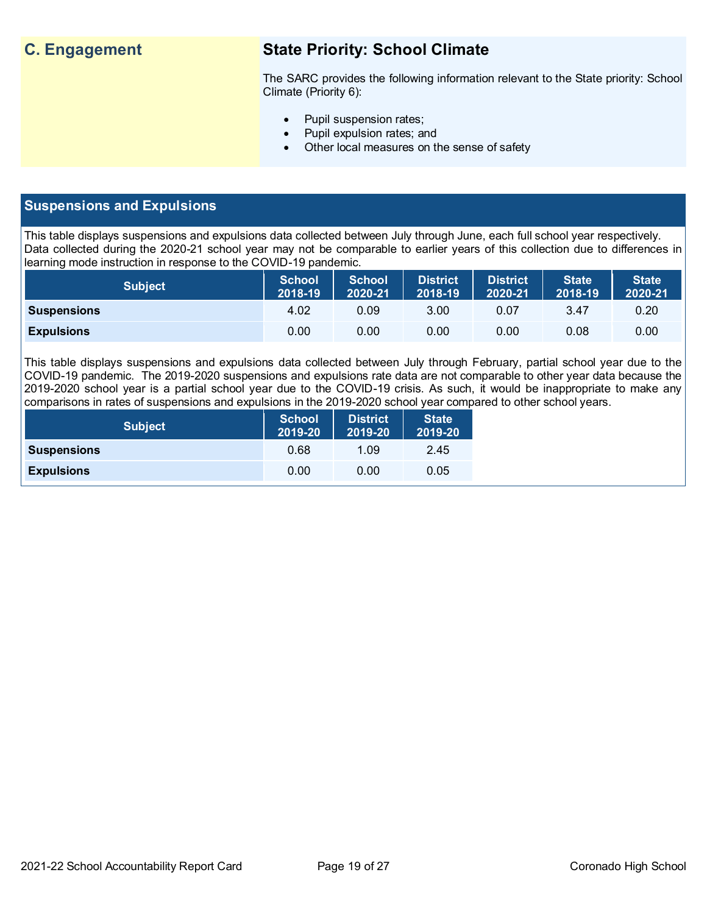## C. Engagement

### State Priority: School Climate

The SARC provides the following information relevant to the State priority: School Climate (Priority 6):

- Pupil suspension rates;
- Pupil expulsion rates; and
- Other local measures on the sense of safety

## Suspensions and Expulsions

This table displays suspensions and expulsions data collected between July through June, each full school year respectively. Data collected during the 2020-21 school year may not be comparable to earlier years of this collection due to differences in learning mode instruction in response to the COVID-19 pandemic.

| Subject | School 2018-19 | School 2020-21 | District 2018-19 | District 2020-21 | State 2018-19 | State 2020-21 |
|---|---|---|---|---|---|---|
| **Suspensions** | 4.02 | 0.09 | 3.00 | 0.07 | 3.47 | 0.20 |
| **Expulsions** | 0.00 | 0.00 | 0.00 | 0.00 | 0.08 | 0.00 |

This table displays suspensions and expulsions data collected between July through February, partial school year due to the COVID-19 pandemic. The 2019-2020 suspensions and expulsions rate data are not comparable to other year data because the 2019-2020 school year is a partial school year due to the COVID-19 crisis. As such, it would be inappropriate to make any comparisons in rates of suspensions and expulsions in the 2019-2020 school year compared to other school years.

| Subject | School 2019-20 | District 2019-20 | State 2019-20 |
|---|---|---|---|
| **Suspensions** | 0.68 | 1.09 | 2.45 |
| **Expulsions** | 0.00 | 0.00 | 0.05 |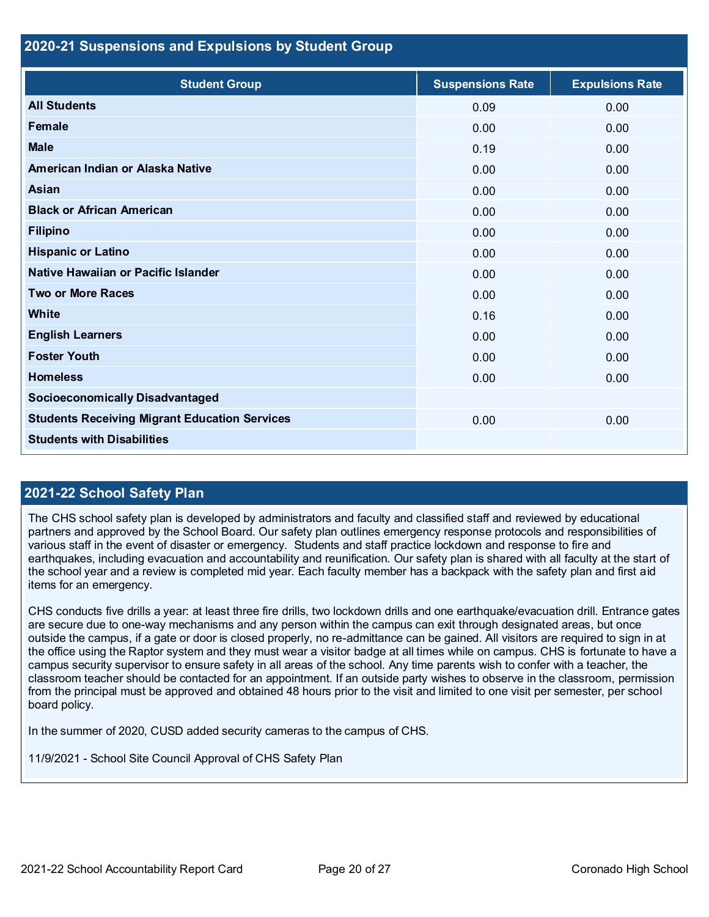## 2020-21 Suspensions and Expulsions by Student Group

| Student Group | Suspensions Rate | Expulsions Rate |
|---|---|---|
| **All Students** | 0.09 | 0.00 |
| **Female** | 0.00 | 0.00 |
| **Male** | 0.19 | 0.00 |
| **American Indian or Alaska Native** | 0.00 | 0.00 |
| **Asian** | 0.00 | 0.00 |
| **Black or African American** | 0.00 | 0.00 |
| **Filipino** | 0.00 | 0.00 |
| **Hispanic or Latino** | 0.00 | 0.00 |
| **Native Hawaiian or Pacific Islander** | 0.00 | 0.00 |
| **Two or More Races** | 0.00 | 0.00 |
| **White** | 0.16 | 0.00 |
| **English Learners** | 0.00 | 0.00 |
| **Foster Youth** | 0.00 | 0.00 |
| **Homeless** | 0.00 | 0.00 |
| **Socioeconomically Disadvantaged** | | |
| **Students Receiving Migrant Education Services** | 0.00 | 0.00 |
| **Students with Disabilities** | | |

## 2021-22 School Safety Plan

The CHS school safety plan is developed by administrators and faculty and classified staff and reviewed by educational partners and approved by the School Board. Our safety plan outlines emergency response protocols and responsibilities of various staff in the event of disaster or emergency. Students and staff practice lockdown and response to fire and earthquakes, including evacuation and accountability and reunification. Our safety plan is shared with all faculty at the start of the school year and a review is completed mid year. Each faculty member has a backpack with the safety plan and first aid items for an emergency.

CHS conducts five drills a year: at least three fire drills, two lockdown drills and one earthquake/evacuation drill. Entrance gates are secure due to one-way mechanisms and any person within the campus can exit through designated areas, but once outside the campus, if a gate or door is closed properly, no re-admittance can be gained. All visitors are required to sign in at the office using the Raptor system and they must wear a visitor badge at all times while on campus. CHS is fortunate to have a campus security supervisor to ensure safety in all areas of the school. Any time parents wish to confer with a teacher, the classroom teacher should be contacted for an appointment. If an outside party wishes to observe in the classroom, permission from the principal must be approved and obtained 48 hours prior to the visit and limited to one visit per semester, per school board policy.

In the summer of 2020, CUSD added security cameras to the campus of CHS.

11/9/2021 - School Site Council Approval of CHS Safety Plan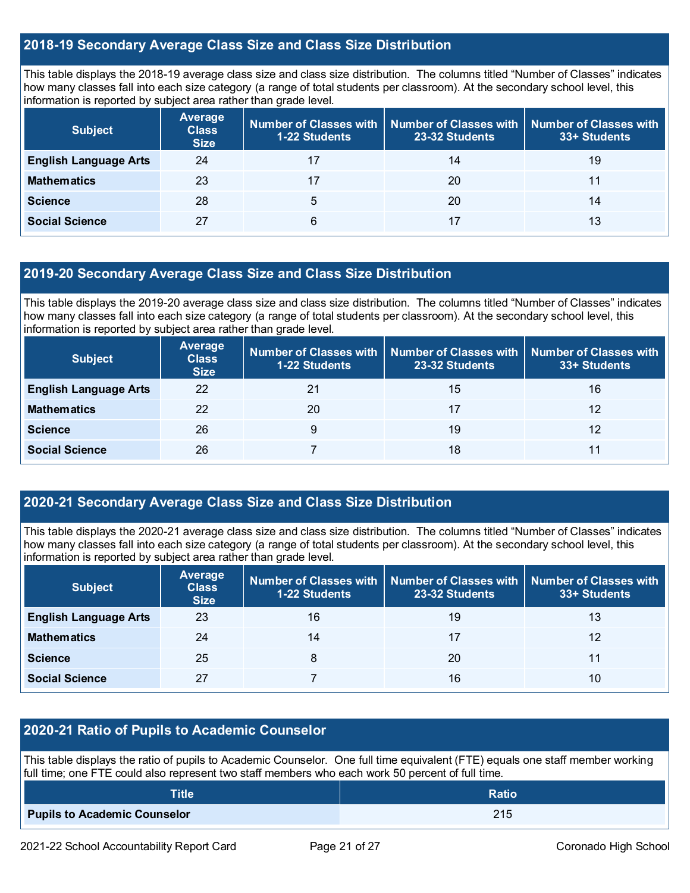## 2018-19 Secondary Average Class Size and Class Size Distribution

This table displays the 2018-19 average class size and class size distribution. The columns titled "Number of Classes" indicates how many classes fall into each size category (a range of total students per classroom). At the secondary school level, this information is reported by subject area rather than grade level.

| Subject | Average Class Size | Number of Classes with 1-22 Students | Number of Classes with 23-32 Students | Number of Classes with 33+ Students |
|---|---|---|---|---|
| **English Language Arts** | 24 | 17 | 14 | 19 |
| **Mathematics** | 23 | 17 | 20 | 11 |
| **Science** | 28 | 5 | 20 | 14 |
| **Social Science** | 27 | 6 | 17 | 13 |

## 2019-20 Secondary Average Class Size and Class Size Distribution

This table displays the 2019-20 average class size and class size distribution. The columns titled "Number of Classes" indicates how many classes fall into each size category (a range of total students per classroom). At the secondary school level, this information is reported by subject area rather than grade level.

| Subject | Average Class Size | Number of Classes with 1-22 Students | Number of Classes with 23-32 Students | Number of Classes with 33+ Students |
|---|---|---|---|---|
| **English Language Arts** | 22 | 21 | 15 | 16 |
| **Mathematics** | 22 | 20 | 17 | 12 |
| **Science** | 26 | 9 | 19 | 12 |
| **Social Science** | 26 | 7 | 18 | 11 |

## 2020-21 Secondary Average Class Size and Class Size Distribution

This table displays the 2020-21 average class size and class size distribution. The columns titled "Number of Classes" indicates how many classes fall into each size category (a range of total students per classroom). At the secondary school level, this information is reported by subject area rather than grade level.

| Subject | Average Class Size | Number of Classes with 1-22 Students | Number of Classes with 23-32 Students | Number of Classes with 33+ Students |
|---|---|---|---|---|
| **English Language Arts** | 23 | 16 | 19 | 13 |
| **Mathematics** | 24 | 14 | 17 | 12 |
| **Science** | 25 | 8 | 20 | 11 |
| **Social Science** | 27 | 7 | 16 | 10 |

## 2020-21 Ratio of Pupils to Academic Counselor

This table displays the ratio of pupils to Academic Counselor. One full time equivalent (FTE) equals one staff member working full time; one FTE could also represent two staff members who each work 50 percent of full time.

| Title | Ratio |
|---|---|
| **Pupils to Academic Counselor** | 215 |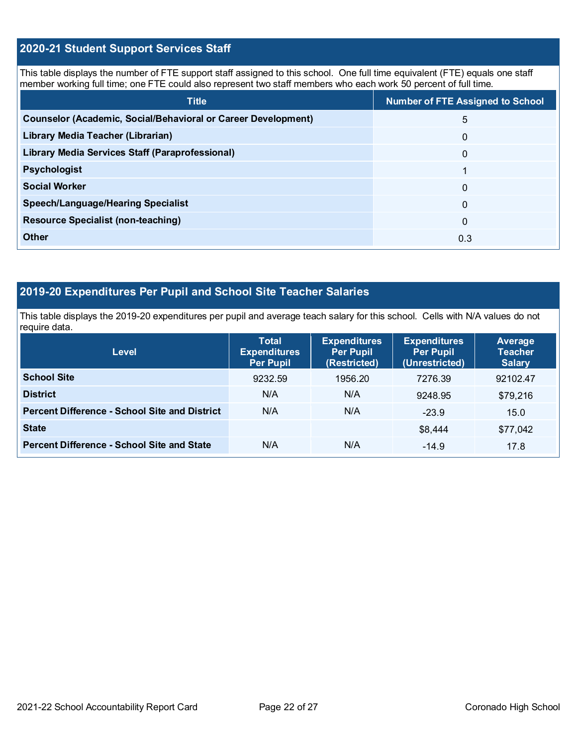## 2020-21 Student Support Services Staff

This table displays the number of FTE support staff assigned to this school. One full time equivalent (FTE) equals one staff member working full time; one FTE could also represent two staff members who each work 50 percent of full time.

| Title | Number of FTE Assigned to School |
|---|---|
| **Counselor (Academic, Social/Behavioral or Career Development)** | 5 |
| **Library Media Teacher (Librarian)** | 0 |
| **Library Media Services Staff (Paraprofessional)** | 0 |
| **Psychologist** | 1 |
| **Social Worker** | 0 |
| **Speech/Language/Hearing Specialist** | 0 |
| **Resource Specialist (non-teaching)** | 0 |
| **Other** | 0.3 |

## 2019-20 Expenditures Per Pupil and School Site Teacher Salaries

This table displays the 2019-20 expenditures per pupil and average teach salary for this school. Cells with N/A values do not require data.

| Level | Total Expenditures Per Pupil | Expenditures Per Pupil (Restricted) | Expenditures Per Pupil (Unrestricted) | Average Teacher Salary |
|---|---|---|---|---|
| **School Site** | 9232.59 | 1956.20 | 7276.39 | 92102.47 |
| **District** | N/A | N/A | 9248.95 | $79,216 |
| **Percent Difference - School Site and District** | N/A | N/A | -23.9 | 15.0 |
| **State** | | | $8,444 | $77,042 |
| **Percent Difference - School Site and State** | N/A | N/A | -14.9 | 17.8 |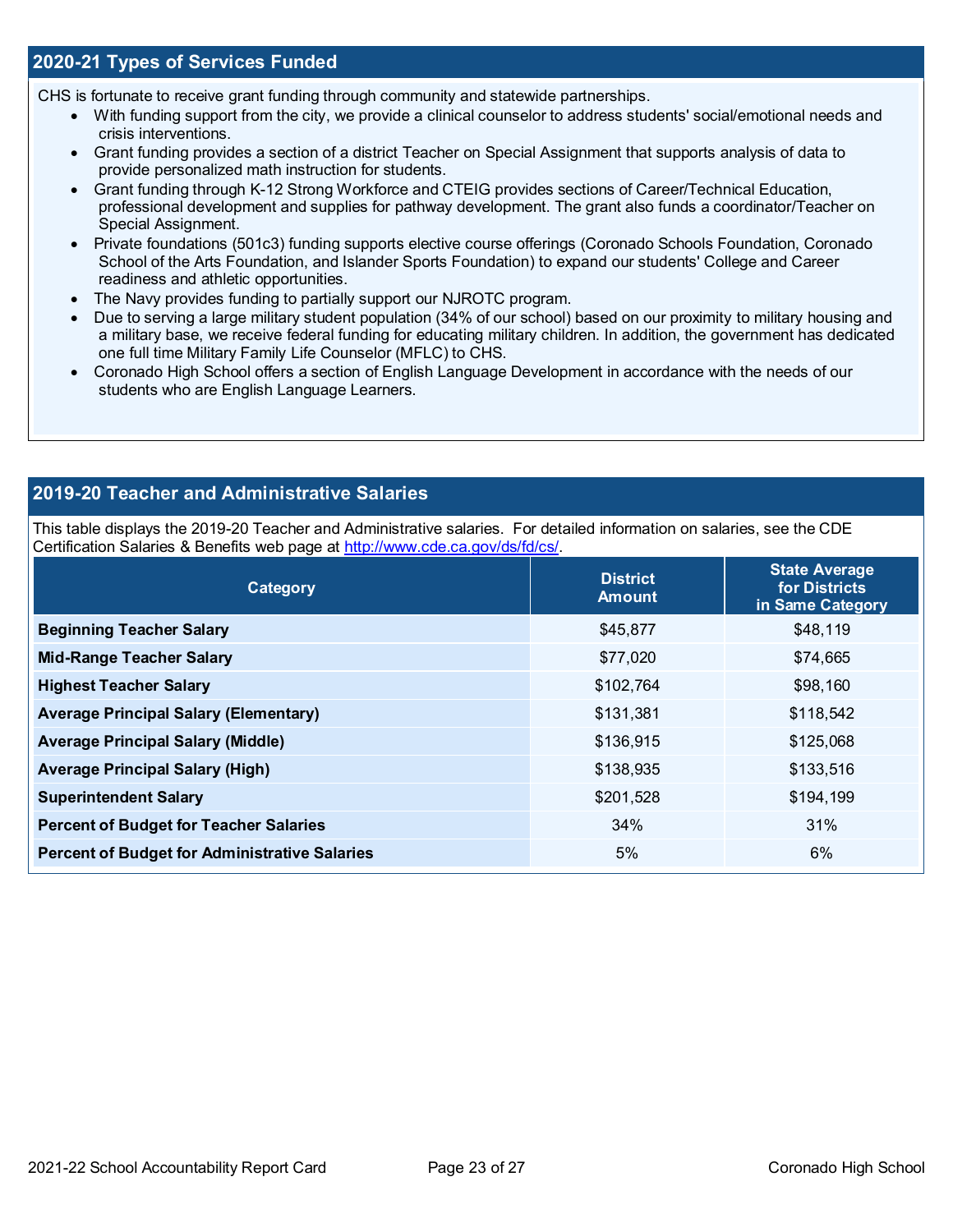## 2020-21 Types of Services Funded

CHS is fortunate to receive grant funding through community and statewide partnerships.

- With funding support from the city, we provide a clinical counselor to address students' social/emotional needs and crisis interventions.
- Grant funding provides a section of a district Teacher on Special Assignment that supports analysis of data to provide personalized math instruction for students.
- Grant funding through K-12 Strong Workforce and CTEIG provides sections of Career/Technical Education, professional development and supplies for pathway development. The grant also funds a coordinator/Teacher on Special Assignment.
- Private foundations (501c3) funding supports elective course offerings (Coronado Schools Foundation, Coronado School of the Arts Foundation, and Islander Sports Foundation) to expand our students' College and Career readiness and athletic opportunities.
- The Navy provides funding to partially support our NJROTC program.
- Due to serving a large military student population (34% of our school) based on our proximity to military housing and a military base, we receive federal funding for educating military children. In addition, the government has dedicated one full time Military Family Life Counselor (MFLC) to CHS.
- Coronado High School offers a section of English Language Development in accordance with the needs of our students who are English Language Learners.

## 2019-20 Teacher and Administrative Salaries

This table displays the 2019-20 Teacher and Administrative salaries. For detailed information on salaries, see the CDE Certification Salaries & Benefits web page at http://www.cde.ca.gov/ds/fd/cs/.

| Category | District Amount | State Average for Districts in Same Category |
|---|---|---|
| **Beginning Teacher Salary** | $45,877 | $48,119 |
| **Mid-Range Teacher Salary** | $77,020 | $74,665 |
| **Highest Teacher Salary** | $102,764 | $98,160 |
| **Average Principal Salary (Elementary)** | $131,381 | $118,542 |
| **Average Principal Salary (Middle)** | $136,915 | $125,068 |
| **Average Principal Salary (High)** | $138,935 | $133,516 |
| **Superintendent Salary** | $201,528 | $194,199 |
| **Percent of Budget for Teacher Salaries** | 34% | 31% |
| **Percent of Budget for Administrative Salaries** | 5% | 6% |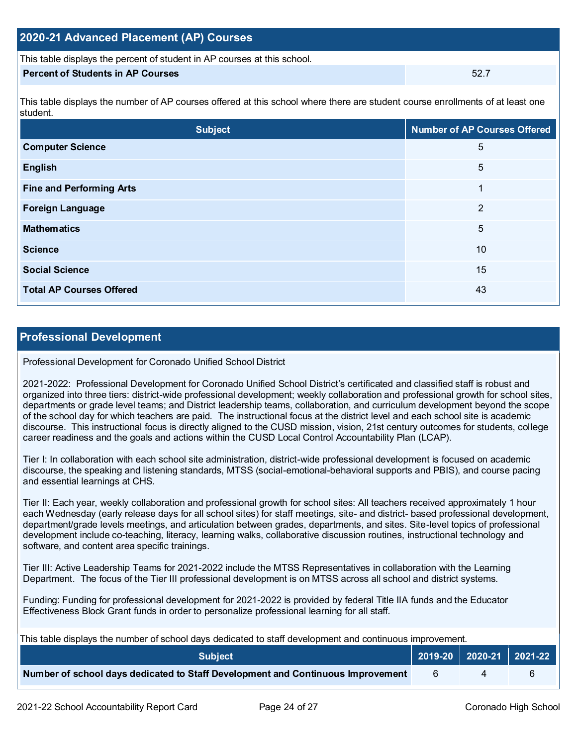## 2020-21 Advanced Placement (AP) Courses

This table displays the percent of student in AP courses at this school.

| Percent of Students in AP Courses | 52.7 |
|---|---|

This table displays the number of AP courses offered at this school where there are student course enrollments of at least one student.

| Subject | Number of AP Courses Offered |
|---|---|
| **Computer Science** | 5 |
| **English** | 5 |
| **Fine and Performing Arts** | 1 |
| **Foreign Language** | 2 |
| **Mathematics** | 5 |
| **Science** | 10 |
| **Social Science** | 15 |
| **Total AP Courses Offered** | 43 |

## Professional Development

Professional Development for Coronado Unified School District

2021-2022: Professional Development for Coronado Unified School District's certificated and classified staff is robust and organized into three tiers: district-wide professional development; weekly collaboration and professional growth for school sites, departments or grade level teams; and District leadership teams, collaboration, and curriculum development beyond the scope of the school day for which teachers are paid. The instructional focus at the district level and each school site is academic discourse. This instructional focus is directly aligned to the CUSD mission, vision, 21st century outcomes for students, college career readiness and the goals and actions within the CUSD Local Control Accountability Plan (LCAP).

Tier I: In collaboration with each school site administration, district-wide professional development is focused on academic discourse, the speaking and listening standards, MTSS (social-emotional-behavioral supports and PBIS), and course pacing and essential learnings at CHS.

Tier II: Each year, weekly collaboration and professional growth for school sites: All teachers received approximately 1 hour each Wednesday (early release days for all school sites) for staff meetings, site- and district- based professional development, department/grade levels meetings, and articulation between grades, departments, and sites. Site-level topics of professional development include co-teaching, literacy, learning walks, collaborative discussion routines, instructional technology and software, and content area specific trainings.

Tier III: Active Leadership Teams for 2021-2022 include the MTSS Representatives in collaboration with the Learning Department. The focus of the Tier III professional development is on MTSS across all school and district systems.

Funding: Funding for professional development for 2021-2022 is provided by federal Title IIA funds and the Educator Effectiveness Block Grant funds in order to personalize professional learning for all staff.

This table displays the number of school days dedicated to staff development and continuous improvement.

| Subject | 2019-20 | 2020-21 | 2021-22 |
|---|---|---|---|
| **Number of school days dedicated to Staff Development and Continuous Improvement** | 6 | 4 | 6 |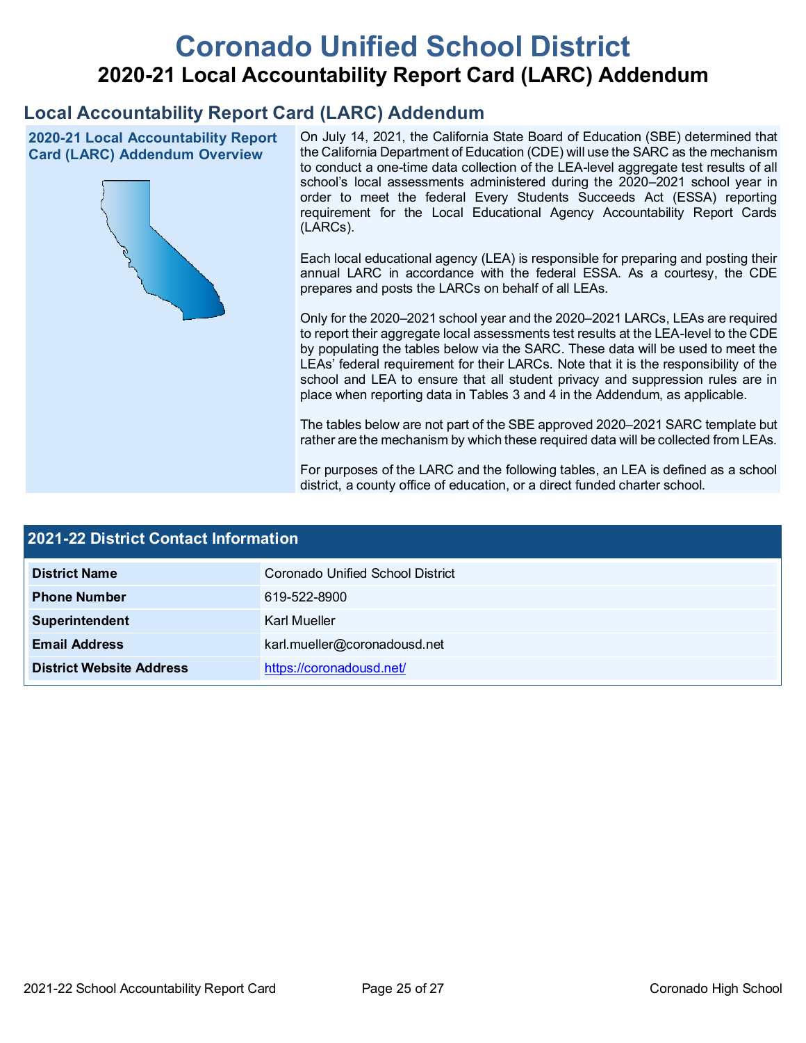# Coronado Unified School District

## 2020-21 Local Accountability Report Card (LARC) Addendum

## Local Accountability Report Card (LARC) Addendum

### 2020-21 Local Accountability Report Card (LARC) Addendum Overview

On July 14, 2021, the California State Board of Education (SBE) determined that the California Department of Education (CDE) will use the SARC as the mechanism to conduct a one-time data collection of the LEA-level aggregate test results of all school's local assessments administered during the 2020–2021 school year in order to meet the federal Every Students Succeeds Act (ESSA) reporting requirement for the Local Educational Agency Accountability Report Cards (LARCs).

Each local educational agency (LEA) is responsible for preparing and posting their annual LARC in accordance with the federal ESSA. As a courtesy, the CDE prepares and posts the LARCs on behalf of all LEAs.

Only for the 2020–2021 school year and the 2020–2021 LARCs, LEAs are required to report their aggregate local assessments test results at the LEA-level to the CDE by populating the tables below via the SARC. These data will be used to meet the LEAs' federal requirement for their LARCs. Note that it is the responsibility of the school and LEA to ensure that all student privacy and suppression rules are in place when reporting data in Tables 3 and 4 in the Addendum, as applicable.

The tables below are not part of the SBE approved 2020–2021 SARC template but rather are the mechanism by which these required data will be collected from LEAs.

For purposes of the LARC and the following tables, an LEA is defined as a school district, a county office of education, or a direct funded charter school.

### 2021-22 District Contact Information

| 2021-22 District Contact Information | |
|---|---|
| **District Name** | Coronado Unified School District |
| **Phone Number** | 619-522-8900 |
| **Superintendent** | Karl Mueller |
| **Email Address** | karl.mueller@coronadousd.net |
| **District Website Address** | https://coronadousd.net/ |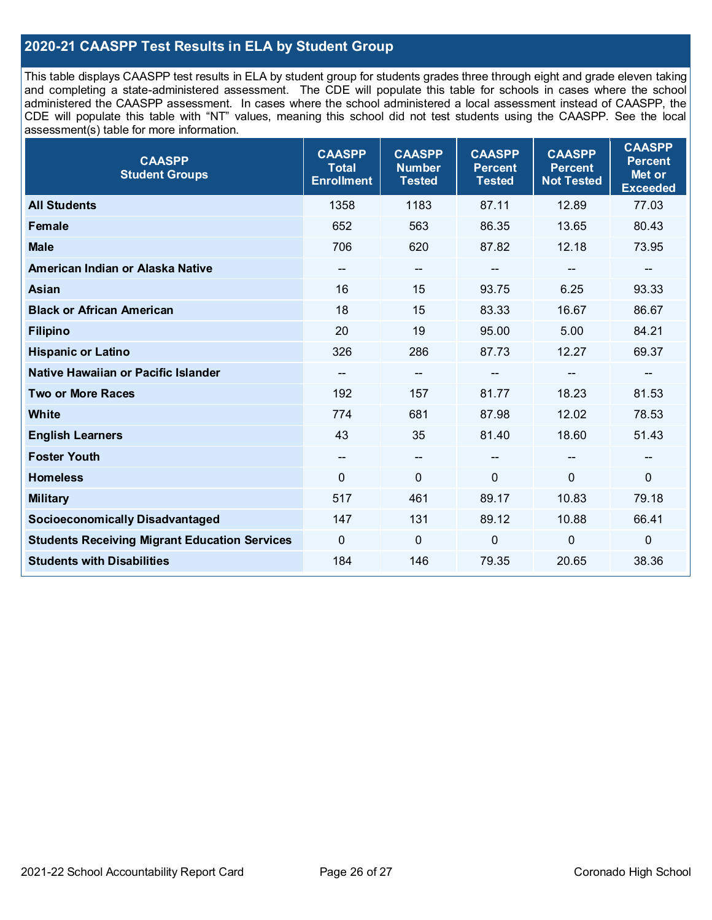## 2020-21 CAASPP Test Results in ELA by Student Group

This table displays CAASPP test results in ELA by student group for students grades three through eight and grade eleven taking and completing a state-administered assessment. The CDE will populate this table for schools in cases where the school administered the CAASPP assessment. In cases where the school administered a local assessment instead of CAASPP, the CDE will populate this table with "NT" values, meaning this school did not test students using the CAASPP. See the local assessment(s) table for more information.

| CAASPP Student Groups | CAASPP Total Enrollment | CAASPP Number Tested | CAASPP Percent Tested | CAASPP Percent Not Tested | CAASPP Percent Met or Exceeded |
|---|---|---|---|---|---|
| **All Students** | 1358 | 1183 | 87.11 | 12.89 | 77.03 |
| **Female** | 652 | 563 | 86.35 | 13.65 | 80.43 |
| **Male** | 706 | 620 | 87.82 | 12.18 | 73.95 |
| **American Indian or Alaska Native** | -- | -- | -- | -- | -- |
| **Asian** | 16 | 15 | 93.75 | 6.25 | 93.33 |
| **Black or African American** | 18 | 15 | 83.33 | 16.67 | 86.67 |
| **Filipino** | 20 | 19 | 95.00 | 5.00 | 84.21 |
| **Hispanic or Latino** | 326 | 286 | 87.73 | 12.27 | 69.37 |
| **Native Hawaiian or Pacific Islander** | -- | -- | -- | -- | -- |
| **Two or More Races** | 192 | 157 | 81.77 | 18.23 | 81.53 |
| **White** | 774 | 681 | 87.98 | 12.02 | 78.53 |
| **English Learners** | 43 | 35 | 81.40 | 18.60 | 51.43 |
| **Foster Youth** | -- | -- | -- | -- | -- |
| **Homeless** | 0 | 0 | 0 | 0 | 0 |
| **Military** | 517 | 461 | 89.17 | 10.83 | 79.18 |
| **Socioeconomically Disadvantaged** | 147 | 131 | 89.12 | 10.88 | 66.41 |
| **Students Receiving Migrant Education Services** | 0 | 0 | 0 | 0 | 0 |
| **Students with Disabilities** | 184 | 146 | 79.35 | 20.65 | 38.36 |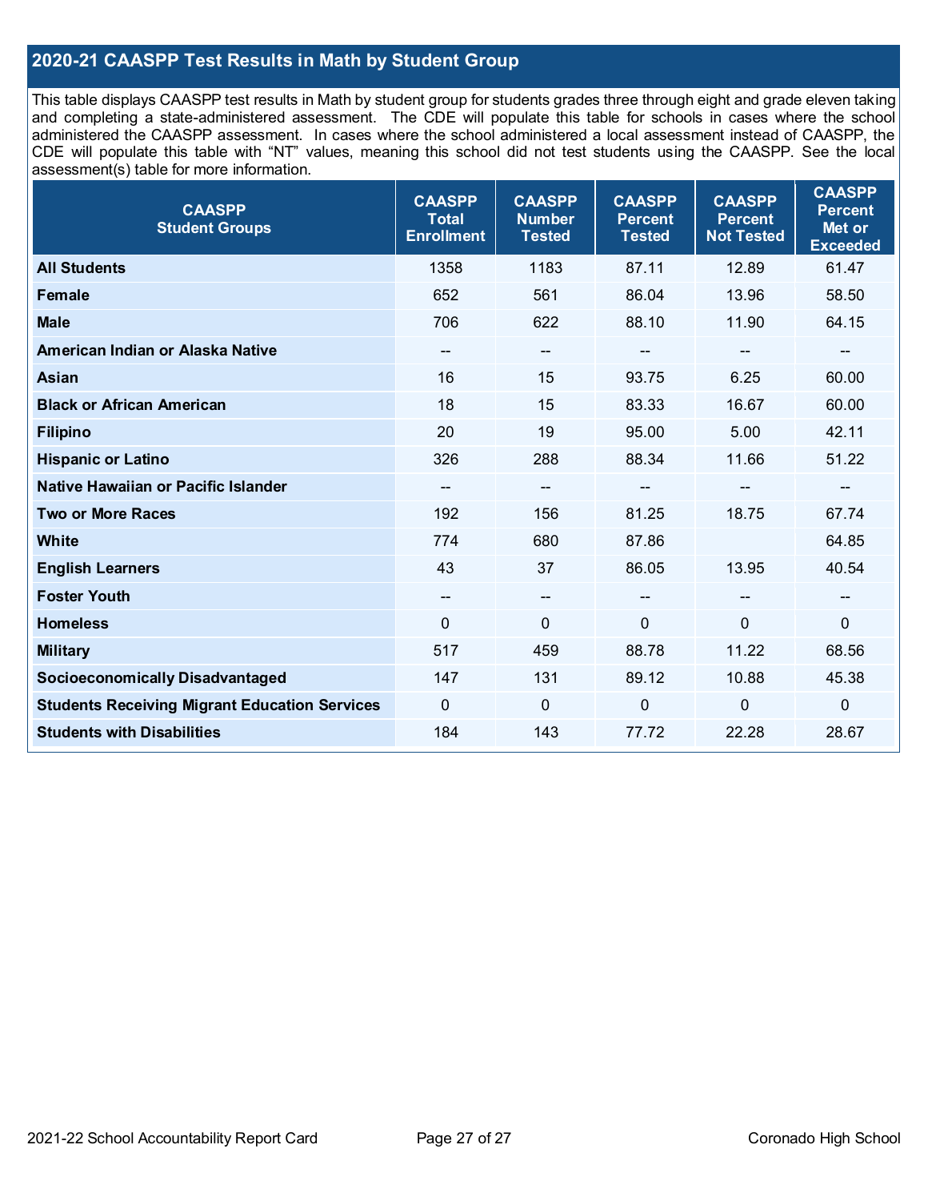## 2020-21 CAASPP Test Results in Math by Student Group

This table displays CAASPP test results in Math by student group for students grades three through eight and grade eleven taking and completing a state-administered assessment. The CDE will populate this table for schools in cases where the school administered the CAASPP assessment. In cases where the school administered a local assessment instead of CAASPP, the CDE will populate this table with "NT" values, meaning this school did not test students using the CAASPP. See the local assessment(s) table for more information.

| CAASPP Student Groups | CAASPP Total Enrollment | CAASPP Number Tested | CAASPP Percent Tested | CAASPP Percent Not Tested | CAASPP Percent Met or Exceeded |
|---|---|---|---|---|---|
| **All Students** | 1358 | 1183 | 87.11 | 12.89 | 61.47 |
| **Female** | 652 | 561 | 86.04 | 13.96 | 58.50 |
| **Male** | 706 | 622 | 88.10 | 11.90 | 64.15 |
| **American Indian or Alaska Native** | -- | -- | -- | -- | -- |
| **Asian** | 16 | 15 | 93.75 | 6.25 | 60.00 |
| **Black or African American** | 18 | 15 | 83.33 | 16.67 | 60.00 |
| **Filipino** | 20 | 19 | 95.00 | 5.00 | 42.11 |
| **Hispanic or Latino** | 326 | 288 | 88.34 | 11.66 | 51.22 |
| **Native Hawaiian or Pacific Islander** | -- | -- | -- | -- | -- |
| **Two or More Races** | 192 | 156 | 81.25 | 18.75 | 67.74 |
| **White** | 774 | 680 | 87.86 | | 64.85 |
| **English Learners** | 43 | 37 | 86.05 | 13.95 | 40.54 |
| **Foster Youth** | -- | -- | -- | -- | -- |
| **Homeless** | 0 | 0 | 0 | 0 | 0 |
| **Military** | 517 | 459 | 88.78 | 11.22 | 68.56 |
| **Socioeconomically Disadvantaged** | 147 | 131 | 89.12 | 10.88 | 45.38 |
| **Students Receiving Migrant Education Services** | 0 | 0 | 0 | 0 | 0 |
| **Students with Disabilities** | 184 | 143 | 77.72 | 22.28 | 28.67 |